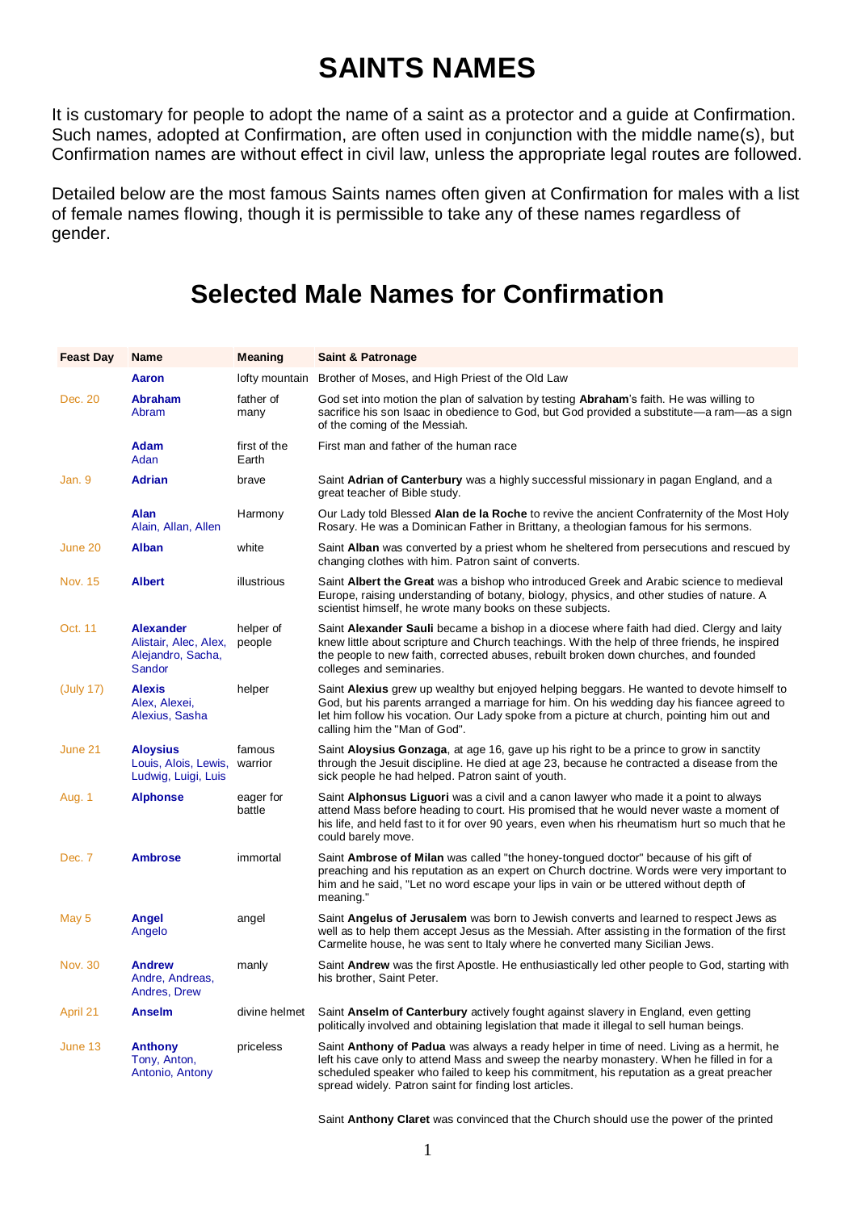# SAINTS NAMES

It is customary for people to adopt the name of a saint as a protector and a guide at Confirmation. Such names, adopted at Confirmation, are often used in conjunction with the middle name(s), but Confirmation names are without effect in civil law, unless the appropriate legal routes are followed.

Detailed below are the most famous Saints names often given at Confirmation for males with a list of female names flowing, though it is permissible to take any of these names regardless of gender.

## Selected Male Names for Confirmation

| Feast Day | Name | Meaning | Saint & Patronage |
|---|---|---|---|
| | **Aaron** | lofty mountain | Brother of Moses, and High Priest of the Old Law |
| Dec. 20 | **Abraham** Abram | father of many | God set into motion the plan of salvation by testing **Abraham**'s faith. He was willing to sacrifice his son Isaac in obedience to God, but God provided a substitute—a ram—as a sign of the coming of the Messiah. |
| | **Adam** Adan | first of the Earth | First man and father of the human race |
| Jan. 9 | **Adrian** | brave | Saint **Adrian of Canterbury** was a highly successful missionary in pagan England, and a great teacher of Bible study. |
| | **Alan** Alain, Allan, Allen | Harmony | Our Lady told Blessed **Alan de la Roche** to revive the ancient Confraternity of the Most Holy Rosary. He was a Dominican Father in Brittany, a theologian famous for his sermons. |
| June 20 | **Alban** | white | Saint **Alban** was converted by a priest whom he sheltered from persecutions and rescued by changing clothes with him. Patron saint of converts. |
| Nov. 15 | **Albert** | illustrious | Saint **Albert the Great** was a bishop who introduced Greek and Arabic science to medieval Europe, raising understanding of botany, biology, physics, and other studies of nature. A scientist himself, he wrote many books on these subjects. |
| Oct. 11 | **Alexander** Alistair, Alec, Alex, Alejandro, Sacha, Sandor | helper of people | Saint **Alexander Sauli** became a bishop in a diocese where faith had died. Clergy and laity knew little about scripture and Church teachings. With the help of three friends, he inspired the people to new faith, corrected abuses, rebuilt broken down churches, and founded colleges and seminaries. |
| (July 17) | **Alexis** Alex, Alexei, Alexius, Sasha | helper | Saint **Alexius** grew up wealthy but enjoyed helping beggars. He wanted to devote himself to God, but his parents arranged a marriage for him. On his wedding day his fiancee agreed to let him follow his vocation. Our Lady spoke from a picture at church, pointing him out and calling him the "Man of God". |
| June 21 | **Aloysius** Louis, Alois, Lewis, Ludwig, Luigi, Luis | famous warrior | Saint **Aloysius Gonzaga**, at age 16, gave up his right to be a prince to grow in sanctity through the Jesuit discipline. He died at age 23, because he contracted a disease from the sick people he had helped. Patron saint of youth. |
| Aug. 1 | **Alphonse** | eager for battle | Saint **Alphonsus Liguori** was a civil and a canon lawyer who made it a point to always attend Mass before heading to court. His promised that he would never waste a moment of his life, and held fast to it for over 90 years, even when his rheumatism hurt so much that he could barely move. |
| Dec. 7 | **Ambrose** | immortal | Saint **Ambrose of Milan** was called "the honey-tongued doctor" because of his gift of preaching and his reputation as an expert on Church doctrine. Words were very important to him and he said, "Let no word escape your lips in vain or be uttered without depth of meaning." |
| May 5 | **Angel** Angelo | angel | Saint **Angelus of Jerusalem** was born to Jewish converts and learned to respect Jews as well as to help them accept Jesus as the Messiah. After assisting in the formation of the first Carmelite house, he was sent to Italy where he converted many Sicilian Jews. |
| Nov. 30 | **Andrew** Andre, Andreas, Andres, Drew | manly | Saint **Andrew** was the first Apostle. He enthusiastically led other people to God, starting with his brother, Saint Peter. |
| April 21 | **Anselm** | divine helmet | Saint **Anselm of Canterbury** actively fought against slavery in England, even getting politically involved and obtaining legislation that made it illegal to sell human beings. |
| June 13 | **Anthony** Tony, Anton, Antonio, Antony | priceless | Saint **Anthony of Padua** was always a ready helper in time of need. Living as a hermit, he left his cave only to attend Mass and sweep the nearby monastery. When he filled in for a scheduled speaker who failed to keep his commitment, his reputation as a great preacher spread widely. Patron saint for finding lost articles. |
| | | | Saint **Anthony Claret** was convinced that the Church should use the power of the printed |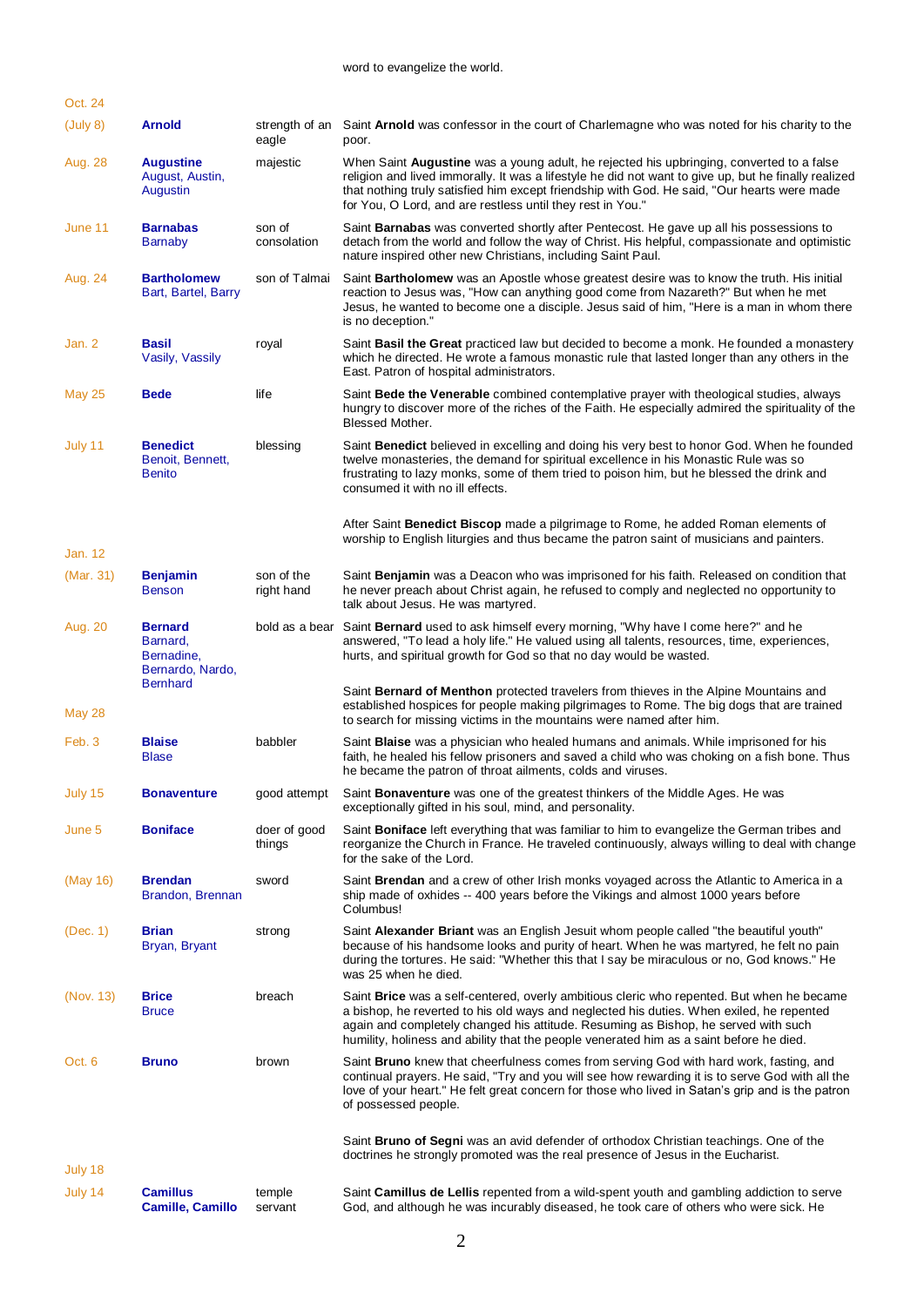| | | | |
|---|---|---|---|
| Oct. 24 | | | word to evangelize the world. |
| (July 8) | **Arnold** | strength of an eagle | Saint **Arnold** was confessor in the court of Charlemagne who was noted for his charity to the poor. |
| Aug. 28 | **Augustine** August, Austin, Augustin | majestic | When Saint **Augustine** was a young adult, he rejected his upbringing, converted to a false religion and lived immorally. It was a lifestyle he did not want to give up, but he finally realized that nothing truly satisfied him except friendship with God. He said, "Our hearts were made for You, O Lord, and are restless until they rest in You." |
| June 11 | **Barnabas** Barnaby | son of consolation | Saint **Barnabas** was converted shortly after Pentecost. He gave up all his possessions to detach from the world and follow the way of Christ. His helpful, compassionate and optimistic nature inspired other new Christians, including Saint Paul. |
| Aug. 24 | **Bartholomew** Bart, Bartel, Barry | son of Talmai | Saint **Bartholomew** was an Apostle whose greatest desire was to know the truth. His initial reaction to Jesus was, "How can anything good come from Nazareth?" But when he met Jesus, he wanted to become one a disciple. Jesus said of him, "Here is a man in whom there is no deception." |
| Jan. 2 | **Basil** Vasily, Vassily | royal | Saint **Basil the Great** practiced law but decided to become a monk. He founded a monastery which he directed. He wrote a famous monastic rule that lasted longer than any others in the East. Patron of hospital administrators. |
| May 25 | **Bede** | life | Saint **Bede the Venerable** combined contemplative prayer with theological studies, always hungry to discover more of the riches of the Faith. He especially admired the spirituality of the Blessed Mother. |
| July 11 | **Benedict** Benoit, Bennett, Benito | blessing | Saint **Benedict** believed in excelling and doing his very best to honor God. When he founded twelve monasteries, the demand for spiritual excellence in his Monastic Rule was so frustrating to lazy monks, some of them tried to poison him, but he blessed the drink and consumed it with no ill effects. |
| Jan. 12 | | | After Saint **Benedict Biscop** made a pilgrimage to Rome, he added Roman elements of worship to English liturgies and thus became the patron saint of musicians and painters. |
| (Mar. 31) | **Benjamin** Benson | son of the right hand | Saint **Benjamin** was a Deacon who was imprisoned for his faith. Released on condition that he never preach about Christ again, he refused to comply and neglected no opportunity to talk about Jesus. He was martyred. |
| Aug. 20 | **Bernard** Barnard, Bernadine, Bernardo, Nardo, Bernhard | bold as a bear | Saint **Bernard** used to ask himself every morning, "Why have I come here?" and he answered, "To lead a holy life." He valued using all talents, resources, time, experiences, hurts, and spiritual growth for God so that no day would be wasted. |
| May 28 | | | Saint **Bernard of Menthon** protected travelers from thieves in the Alpine Mountains and established hospices for people making pilgrimages to Rome. The big dogs that are trained to search for missing victims in the mountains were named after him. |
| Feb. 3 | **Blaise** Blase | babbler | Saint **Blaise** was a physician who healed humans and animals. While imprisoned for his faith, he healed his fellow prisoners and saved a child who was choking on a fish bone. Thus he became the patron of throat ailments, colds and viruses. |
| July 15 | **Bonaventure** | good attempt | Saint **Bonaventure** was one of the greatest thinkers of the Middle Ages. He was exceptionally gifted in his soul, mind, and personality. |
| June 5 | **Boniface** | doer of good things | Saint **Boniface** left everything that was familiar to him to evangelize the German tribes and reorganize the Church in France. He traveled continuously, always willing to deal with change for the sake of the Lord. |
| (May 16) | **Brendan** Brandon, Brennan | sword | Saint **Brendan** and a crew of other Irish monks voyaged across the Atlantic to America in a ship made of oxhides -- 400 years before the Vikings and almost 1000 years before Columbus! |
| (Dec. 1) | **Brian** Bryan, Bryant | strong | Saint **Alexander Briant** was an English Jesuit whom people called "the beautiful youth" because of his handsome looks and purity of heart. When he was martyred, he felt no pain during the tortures. He said: "Whether this that I say be miraculous or no, God knows." He was 25 when he died. |
| (Nov. 13) | **Brice** Bruce | breach | Saint **Brice** was a self-centered, overly ambitious cleric who repented. But when he became a bishop, he reverted to his old ways and neglected his duties. When exiled, he repented again and completely changed his attitude. Resuming as Bishop, he served with such humility, holiness and ability that the people venerated him as a saint before he died. |
| Oct. 6 | **Bruno** | brown | Saint **Bruno** knew that cheerfulness comes from serving God with hard work, fasting, and continual prayers. He said, "Try and you will see how rewarding it is to serve God with all the love of your heart." He felt great concern for those who lived in Satan's grip and is the patron of possessed people. |
| July 18 | | | Saint **Bruno of Segni** was an avid defender of orthodox Christian teachings. One of the doctrines he strongly promoted was the real presence of Jesus in the Eucharist. |
| July 14 | **Camillus** **Camille, Camillo** | temple servant | Saint **Camillus de Lellis** repented from a wild-spent youth and gambling addiction to serve God, and although he was incurably diseased, he took care of others who were sick. He |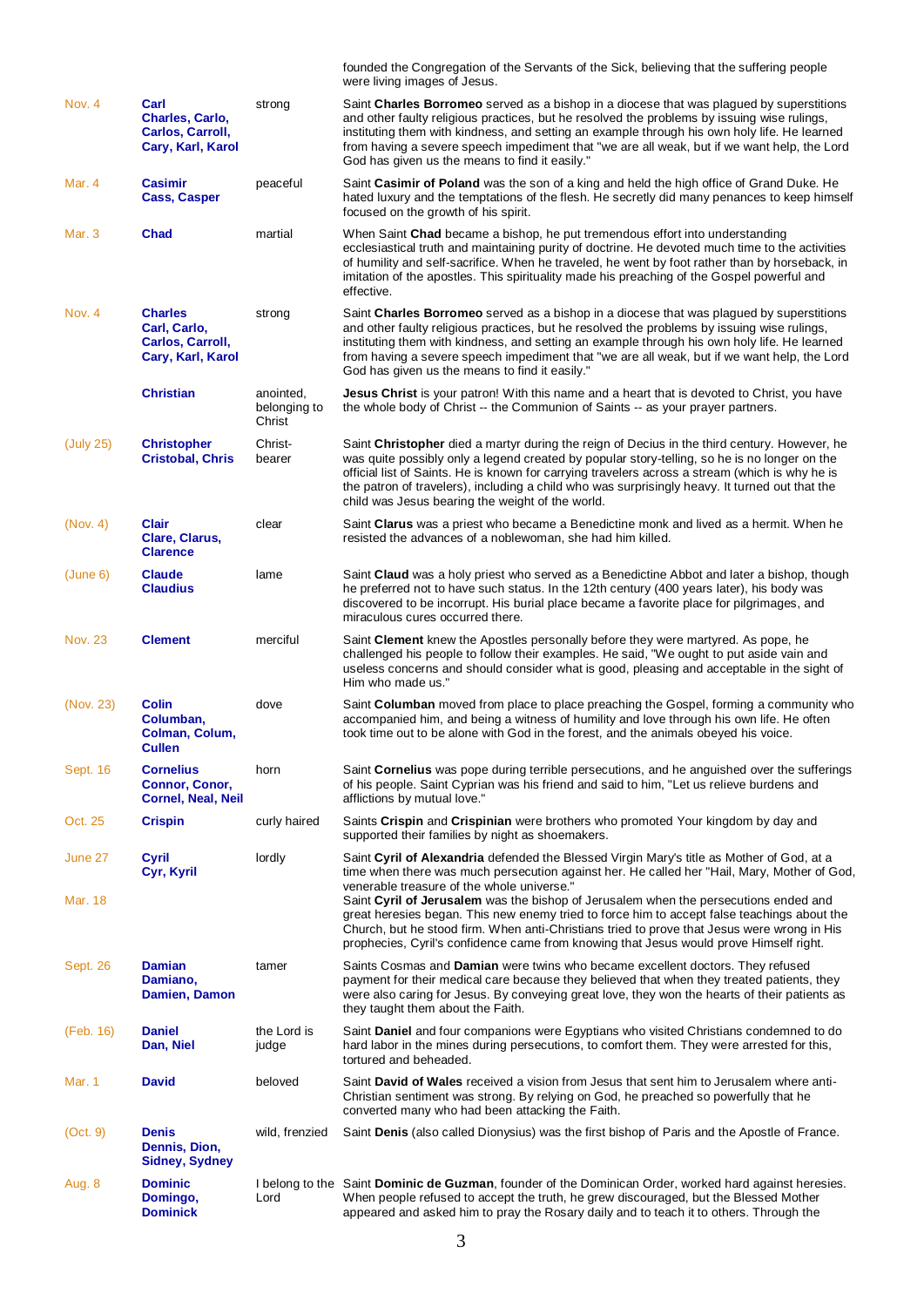| | | | |
|---|---|---|---|
| | | | founded the Congregation of the Servants of the Sick, believing that the suffering people were living images of Jesus. |
| Nov. 4 | **Carl** Charles, Carlo, Carlos, Carroll, Cary, Karl, Karol | strong | Saint **Charles Borromeo** served as a bishop in a diocese that was plagued by superstitions and other faulty religious practices, but he resolved the problems by issuing wise rulings, instituting them with kindness, and setting an example through his own holy life. He learned from having a severe speech impediment that "we are all weak, but if we want help, the Lord God has given us the means to find it easily." |
| Mar. 4 | **Casimir** Cass, Casper | peaceful | Saint **Casimir of Poland** was the son of a king and held the high office of Grand Duke. He hated luxury and the temptations of the flesh. He secretly did many penances to keep himself focused on the growth of his spirit. |
| Mar. 3 | **Chad** | martial | When Saint **Chad** became a bishop, he put tremendous effort into understanding ecclesiastical truth and maintaining purity of doctrine. He devoted much time to the activities of humility and self-sacrifice. When he traveled, he went by foot rather than by horseback, in imitation of the apostles. This spirituality made his preaching of the Gospel powerful and effective. |
| Nov. 4 | **Charles** Carl, Carlo, Carlos, Carroll, Cary, Karl, Karol | strong | Saint **Charles Borromeo** served as a bishop in a diocese that was plagued by superstitions and other faulty religious practices, but he resolved the problems by issuing wise rulings, instituting them with kindness, and setting an example through his own holy life. He learned from having a severe speech impediment that "we are all weak, but if we want help, the Lord God has given us the means to find it easily." |
| | **Christian** | anointed, belonging to Christ | **Jesus Christ** is your patron! With this name and a heart that is devoted to Christ, you have the whole body of Christ -- the Communion of Saints -- as your prayer partners. |
| (July 25) | **Christopher** Cristobal, Chris | Christ-bearer | Saint **Christopher** died a martyr during the reign of Decius in the third century. However, he was quite possibly only a legend created by popular story-telling, so he is no longer on the official list of Saints. He is known for carrying travelers across a stream (which is why he is the patron of travelers), including a child who was surprisingly heavy. It turned out that the child was Jesus bearing the weight of the world. |
| (Nov. 4) | **Clair** Clare, Clarus, Clarence | clear | Saint **Clarus** was a priest who became a Benedictine monk and lived as a hermit. When he resisted the advances of a noblewoman, she had him killed. |
| (June 6) | **Claude** Claudius | lame | Saint **Claud** was a holy priest who served as a Benedictine Abbot and later a bishop, though he preferred not to have such status. In the 17th century (400 years later), his body was discovered to be incorrupt. His burial place became a favorite place for pilgrimages, and miraculous cures occurred there. |
| Nov. 23 | **Clement** | merciful | Saint **Clement** knew the Apostles personally before they were martyred. As pope, he challenged his people to follow their examples. He said, "We ought to put aside vain and useless concerns and should consider what is good, pleasing and acceptable in the sight of Him who made us." |
| (Nov. 23) | **Colin** Columban, Colman, Colum, Cullen | dove | Saint **Columban** moved from place to place preaching the Gospel, forming a community who accompanied him, and being a witness of humility and love through his own life. He often took time out to be alone with God in the forest, and the animals obeyed his voice. |
| Sept. 16 | **Cornelius** Connor, Conor, Cornel, Neal, Neil | horn | Saint **Cornelius** was pope during terrible persecutions, and he anguished over the sufferings of his people. Saint Cyprian was his friend and said to him, "Let us relieve burdens and afflictions by mutual love." |
| Oct. 25 | **Crispin** | curly haired | Saints **Crispin** and **Crispinian** were brothers who promoted Your kingdom by day and supported their families by night as shoemakers. |
| June 27 | **Cyril** Cyr, Kyril | lordly | Saint **Cyril of Alexandria** defended the Blessed Virgin Mary's title as Mother of God, at a time when there was much persecution against her. He called her "Hail, Mary, Mother of God, venerable treasure of the whole universe." |
| Mar. 18 | | | Saint **Cyril of Jerusalem** was the bishop of Jerusalem when the persecutions ended and great heresies began. This new enemy tried to force him to accept false teachings about the Church, but he stood firm. When anti-Christians tried to prove that Jesus were wrong in His prophecies, Cyril's confidence came from knowing that Jesus would prove Himself right. |
| Sept. 26 | **Damian** Damiano, Damien, Damon | tamer | Saints Cosmas and **Damian** were twins who became excellent doctors. They refused payment for their medical care because they believed that when they treated patients, they were also caring for Jesus. By conveying great love, they won the hearts of their patients as they taught them about the Faith. |
| (Feb. 16) | **Daniel** Dan, Niel | the Lord is judge | Saint **Daniel** and four companions were Egyptians who visited Christians condemned to do hard labor in the mines during persecutions, to comfort them. They were arrested for this, tortured and beheaded. |
| Mar. 1 | **David** | beloved | Saint **David of Wales** received a vision from Jesus that sent him to Jerusalem where anti-Christian sentiment was strong. By relying on God, he preached so powerfully that he converted many who had been attacking the Faith. |
| (Oct. 9) | **Denis** Dennis, Dion, Sidney, Sydney | wild, frenzied | Saint **Denis** (also called Dionysius) was the first bishop of Paris and the Apostle of France. |
| Aug. 8 | **Dominic** Domingo, Dominick | I belong to the Lord | Saint **Dominic de Guzman**, founder of the Dominican Order, worked hard against heresies. When people refused to accept the truth, he grew discouraged, but the Blessed Mother appeared and asked him to pray the Rosary daily and to teach it to others. Through the |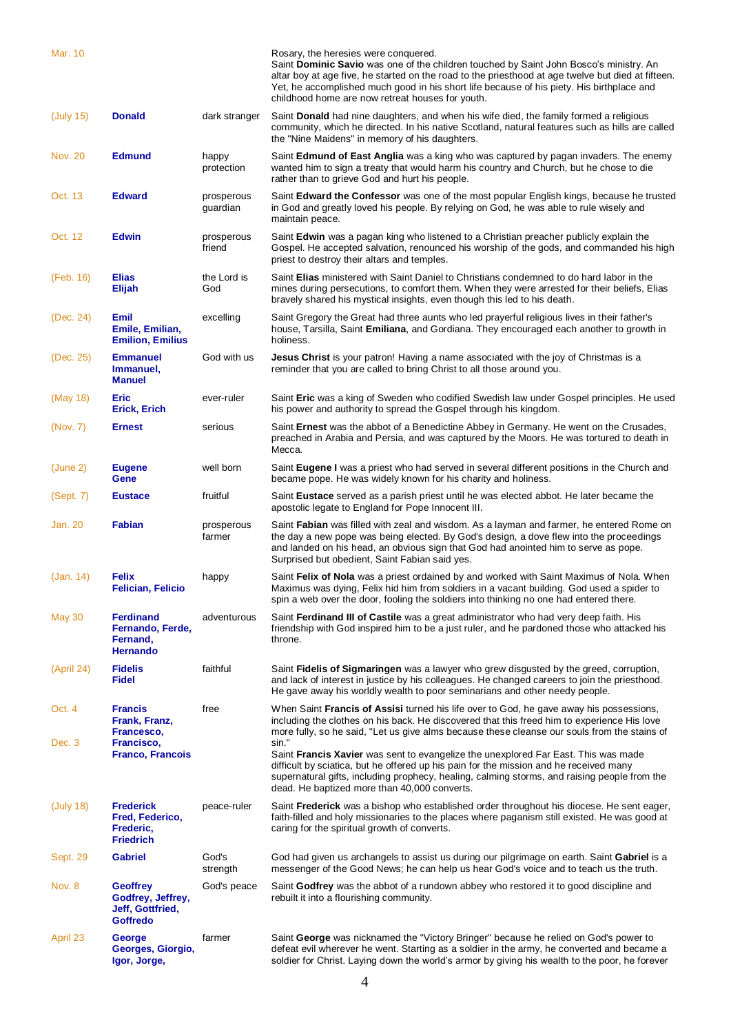| | | | |
|---|---|---|---|
| Mar. 10 | | | Rosary, the heresies were conquered. Saint **Dominic Savio** was one of the children touched by Saint John Bosco's ministry. An altar boy at age five, he started on the road to the priesthood at age twelve but died at fifteen. Yet, he accomplished much good in his short life because of his piety. His birthplace and childhood home are now retreat houses for youth. |
| (July 15) | **Donald** | dark stranger | Saint **Donald** had nine daughters, and when his wife died, the family formed a religious community, which he directed. In his native Scotland, natural features such as hills are called the "Nine Maidens" in memory of his daughters. |
| Nov. 20 | **Edmund** | happy protection | Saint **Edmund of East Anglia** was a king who was captured by pagan invaders. The enemy wanted him to sign a treaty that would harm his country and Church, but he chose to die rather than to grieve God and hurt his people. |
| Oct. 13 | **Edward** | prosperous guardian | Saint **Edward the Confessor** was one of the most popular English kings, because he trusted in God and greatly loved his people. By relying on God, he was able to rule wisely and maintain peace. |
| Oct. 12 | **Edwin** | prosperous friend | Saint **Edwin** was a pagan king who listened to a Christian preacher publicly explain the Gospel. He accepted salvation, renounced his worship of the gods, and commanded his high priest to destroy their altars and temples. |
| (Feb. 16) | **Elias Elijah** | the Lord is God | Saint **Elias** ministered with Saint Daniel to Christians condemned to do hard labor in the mines during persecutions, to comfort them. When they were arrested for their beliefs, Elias bravely shared his mystical insights, even though this led to his death. |
| (Dec. 24) | **Emil Emile, Emilian, Emilion, Emilius** | excelling | Saint Gregory the Great had three aunts who led prayerful religious lives in their father's house, Tarsilla, Saint **Emiliana**, and Gordiana. They encouraged each other to growth in holiness. |
| (Dec. 25) | **Emmanuel Immanuel, Manuel** | God with us | **Jesus Christ** is your patron! Having a name associated with the joy of Christmas is a reminder that you are called to bring Christ to all those around you. |
| (May 18) | **Eric Erick, Erich** | ever-ruler | Saint **Eric** was a king of Sweden who codified Swedish law under Gospel principles. He used his power and authority to spread the Gospel through his kingdom. |
| (Nov. 7) | **Ernest** | serious | Saint **Ernest** was the abbot of a Benedictine Abbey in Germany. He went on the Crusades, preached in Arabia and Persia, and was captured by the Moors. He was tortured to death in Mecca. |
| (June 2) | **Eugene Gene** | well born | Saint **Eugene I** was a priest who had served in several different positions in the Church and became pope. He was widely known for his charity and holiness. |
| (Sept. 7) | **Eustace** | fruitful | Saint **Eustace** served as a parish priest until he was elected abbot. He later became the apostolic legate to England for Pope Innocent III. |
| Jan. 20 | **Fabian** | prosperous farmer | Saint **Fabian** was filled with zeal and wisdom. As a layman and farmer, he entered Rome on the day a new pope was being elected. By God's design, a dove flew into the proceedings and landed on his head, an obvious sign that God had anointed him to serve as pope. Surprised but obedient, Saint Fabian said yes. |
| (Jan. 14) | **Felix Felician, Felicio** | happy | Saint **Felix of Nola** was a priest ordained by and worked with Saint Maximus of Nola. When Maximus was dying, Felix hid him from soldiers in a vacant building. God used a spider to spin a web over the door, fooling the soldiers into thinking no one had entered there. |
| May 30 | **Ferdinand Fernando, Ferde, Fernand, Hernando** | adventurous | Saint **Ferdinand III of Castile** was a great administrator who had very deep faith. His friendship with God inspired him to be a just ruler, and he pardoned those who attacked his throne. |
| (April 24) | **Fidelis Fidel** | faithful | Saint **Fidelis of Sigmaringen** was a lawyer who grew disgusted by the greed, corruption, and lack of interest in justice by his colleagues. He changed careers to join the priesthood. He gave away his worldly wealth to poor seminarians and other needy people. |
| Oct. 4<br><br>Dec. 3 | **Francis Frank, Franz, Francesco, Francisco, Franco, Francois** | free | When Saint **Francis of Assisi** turned his life over to God, he gave away his possessions, including the clothes on his back. He discovered that this freed him to experience His love more fully, so he said, "Let us give alms because these cleanse our souls from the stains of sin."<br>Saint **Francis Xavier** was sent to evangelize the unexplored Far East. This was made difficult by sciatica, but he offered up his pain for the mission and he received many supernatural gifts, including prophecy, healing, calming storms, and raising people from the dead. He baptized more than 40,000 converts. |
| (July 18) | **Frederick Fred, Federico, Frederic, Friedrich** | peace-ruler | Saint **Frederick** was a bishop who established order throughout his diocese. He sent eager, faith-filled and holy missionaries to the places where paganism still existed. He was good at caring for the spiritual growth of converts. |
| Sept. 29 | **Gabriel** | God's strength | God had given us archangels to assist us during our pilgrimage on earth. Saint **Gabriel** is a messenger of the Good News; he can help us hear God's voice and to teach us the truth. |
| Nov. 8 | **Geoffrey Godfrey, Jeffrey, Jeff, Gottfried, Goffredo** | God's peace | Saint **Godfrey** was the abbot of a rundown abbey who restored it to good discipline and rebuilt it into a flourishing community. |
| April 23 | **George Georges, Giorgio, Igor, Jorge,** | farmer | Saint **George** was nicknamed the "Victory Bringer" because he relied on God's power to defeat evil wherever he went. Starting as a soldier in the army, he converted and became a soldier for Christ. Laying down the world's armor by giving his wealth to the poor, he forever |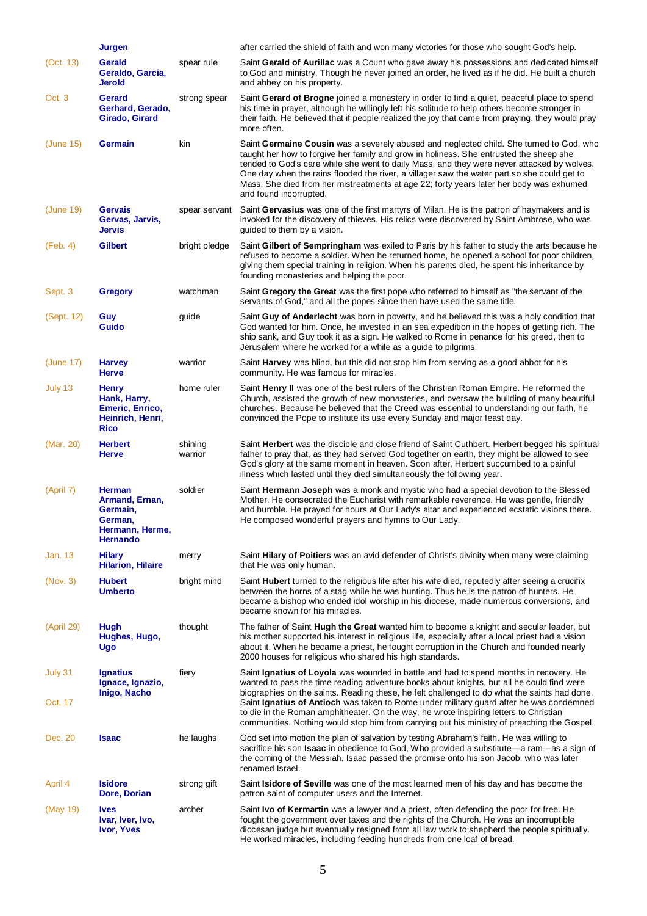| | | | |
|---|---|---|---|
| | **Jurgen** | | after carried the shield of faith and won many victories for those who sought God's help. |
| (Oct. 13) | **Gerald** **Geraldo, Garcia, Jerold** | spear rule | Saint **Gerald of Aurillac** was a Count who gave away his possessions and dedicated himself to God and ministry. Though he never joined an order, he lived as if he did. He built a church and abbey on his property. |
| Oct. 3 | **Gerard** **Gerhard, Gerado, Girado, Girard** | strong spear | Saint **Gerard of Brogne** joined a monastery in order to find a quiet, peaceful place to spend his time in prayer, although he willingly left his solitude to help others become stronger in their faith. He believed that if people realized the joy that came from praying, they would pray more often. |
| (June 15) | **Germain** | kin | Saint **Germaine Cousin** was a severely abused and neglected child. She turned to God, who taught her how to forgive her family and grow in holiness. She entrusted the sheep she tended to God's care while she went to daily Mass, and they were never attacked by wolves. One day when the rains flooded the river, a villager saw the water part so she could get to Mass. She died from her mistreatments at age 22; forty years later her body was exhumed and found incorrupted. |
| (June 19) | **Gervais** **Gervas, Jarvis, Jervis** | spear servant | Saint **Gervasius** was one of the first martyrs of Milan. He is the patron of haymakers and is invoked for the discovery of thieves. His relics were discovered by Saint Ambrose, who was guided to them by a vision. |
| (Feb. 4) | **Gilbert** | bright pledge | Saint **Gilbert of Sempringham** was exiled to Paris by his father to study the arts because he refused to become a soldier. When he returned home, he opened a school for poor children, giving them special training in religion. When his parents died, he spent his inheritance by founding monasteries and helping the poor. |
| Sept. 3 | **Gregory** | watchman | Saint **Gregory the Great** was the first pope who referred to himself as "the servant of the servants of God," and all the popes since then have used the same title. |
| (Sept. 12) | **Guy** **Guido** | guide | Saint **Guy of Anderlecht** was born in poverty, and he believed this was a holy condition that God wanted for him. Once, he invested in an sea expedition in the hopes of getting rich. The ship sank, and Guy took it as a sign. He walked to Rome in penance for his greed, then to Jerusalem where he worked for a while as a guide to pilgrims. |
| (June 17) | **Harvey** **Herve** | warrior | Saint **Harvey** was blind, but this did not stop him from serving as a good abbot for his community. He was famous for miracles. |
| July 13 | **Henry** **Hank, Harry, Emeric, Enrico, Heinrich, Henri, Rico** | home ruler | Saint **Henry II** was one of the best rulers of the Christian Roman Empire. He reformed the Church, assisted the growth of new monasteries, and oversaw the building of many beautiful churches. Because he believed that the Creed was essential to understanding our faith, he convinced the Pope to institute its use every Sunday and major feast day. |
| (Mar. 20) | **Herbert** **Herve** | shining warrior | Saint **Herbert** was the disciple and close friend of Saint Cuthbert. Herbert begged his spiritual father to pray that, as they had served God together on earth, they might be allowed to see God's glory at the same moment in heaven. Soon after, Herbert succumbed to a painful illness which lasted until they died simultaneously the following year. |
| (April 7) | **Herman** **Armand, Ernan, Germain, German, Hermann, Herme, Hernando** | soldier | Saint **Hermann Joseph** was a monk and mystic who had a special devotion to the Blessed Mother. He consecrated the Eucharist with remarkable reverence. He was gentle, friendly and humble. He prayed for hours at Our Lady's altar and experienced ecstatic visions there. He composed wonderful prayers and hymns to Our Lady. |
| Jan. 13 | **Hilary** **Hilarion, Hilaire** | merry | Saint **Hilary of Poitiers** was an avid defender of Christ's divinity when many were claiming that He was only human. |
| (Nov. 3) | **Hubert** **Umberto** | bright mind | Saint **Hubert** turned to the religious life after his wife died, reputedly after seeing a crucifix between the horns of a stag while he was hunting. Thus he is the patron of hunters. He became a bishop who ended idol worship in his diocese, made numerous conversions, and became known for his miracles. |
| (April 29) | **Hugh** **Hughes, Hugo, Ugo** | thought | The father of Saint **Hugh the Great** wanted him to become a knight and secular leader, but his mother supported his interest in religious life, especially after a local priest had a vision about it. When he became a priest, he fought corruption in the Church and founded nearly 2000 houses for religious who shared his high standards. |
| July 31 Oct. 17 | **Ignatius** **Ignace, Ignazio, Inigo, Nacho** | fiery | Saint **Ignatius of Loyola** was wounded in battle and had to spend months in recovery. He wanted to pass the time reading adventure books about knights, but all he could find were biographies on the saints. Reading these, he felt challenged to do what the saints had done. Saint **Ignatius of Antioch** was taken to Rome under military guard after he was condemned to die in the Roman amphitheater. On the way, he wrote inspiring letters to Christian communities. Nothing would stop him from carrying out his ministry of preaching the Gospel. |
| Dec. 20 | **Isaac** | he laughs | God set into motion the plan of salvation by testing Abraham's faith. He was willing to sacrifice his son **Isaac** in obedience to God, Who provided a substitute—a ram—as a sign of the coming of the Messiah. Isaac passed the promise onto his son Jacob, who was later renamed Israel. |
| April 4 | **Isidore** **Dore, Dorian** | strong gift | Saint **Isidore of Seville** was one of the most learned men of his day and has become the patron saint of computer users and the Internet. |
| (May 19) | **Ives** **Ivar, Iver, Ivo, Ivor, Yves** | archer | Saint **Ivo of Kermartin** was a lawyer and a priest, often defending the poor for free. He fought the government over taxes and the rights of the Church. He was an incorruptible diocesan judge but eventually resigned from all law work to shepherd the people spiritually. He worked miracles, including feeding hundreds from one loaf of bread. |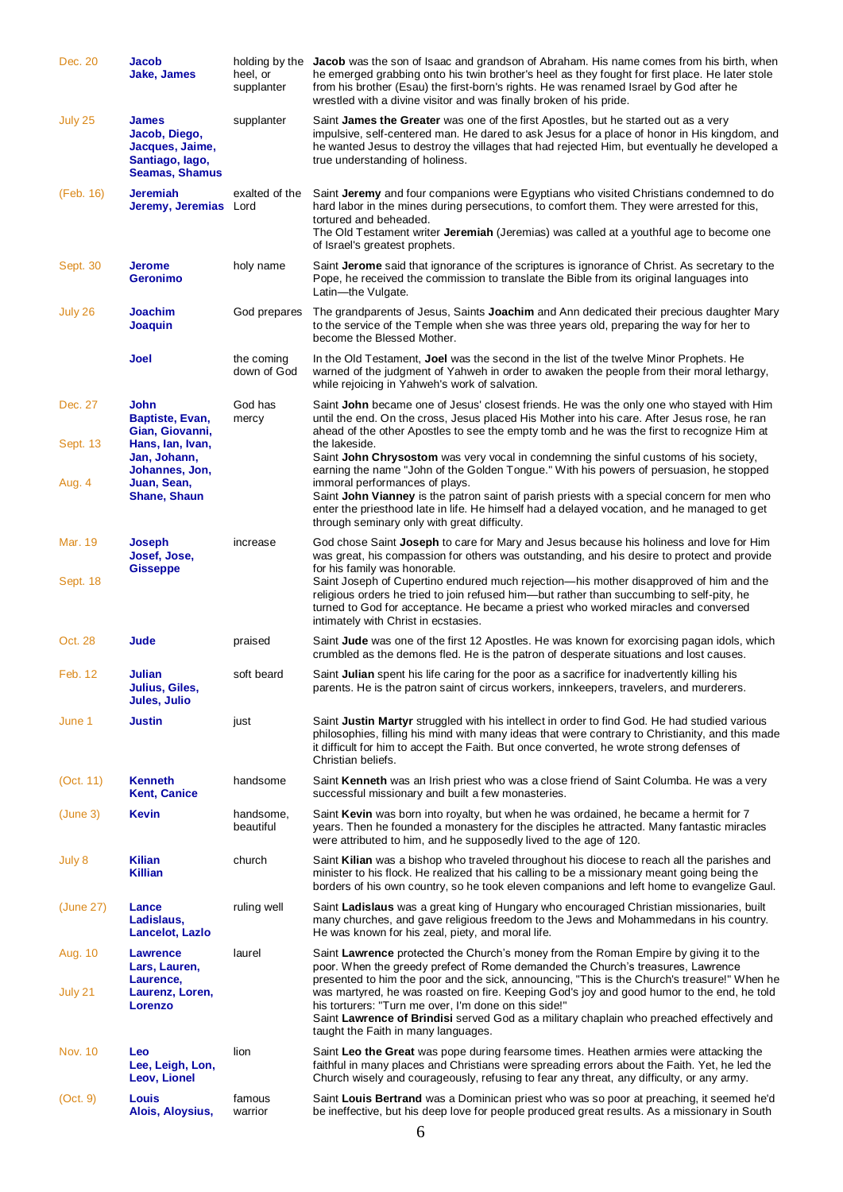| | | | |
|---|---|---|---|
| Dec. 20 | **Jacob**<br>**Jake, James** | holding by the heel, or supplanter | **Jacob** was the son of Isaac and grandson of Abraham. His name comes from his birth, when he emerged grabbing onto his twin brother's heel as they fought for first place. He later stole from his brother (Esau) the first-born's rights. He was renamed Israel by God after he wrestled with a divine visitor and was finally broken of his pride. |
| July 25 | **James**<br>**Jacob, Diego, Jacques, Jaime, Santiago, Iago, Seamas, Shamus** | supplanter | Saint **James the Greater** was one of the first Apostles, but he started out as a very impulsive, self-centered man. He dared to ask Jesus for a place of honor in His kingdom, and he wanted Jesus to destroy the villages that had rejected Him, but eventually he developed a true understanding of holiness. |
| (Feb. 16) | **Jeremiah**<br>**Jeremy, Jeremias** | exalted of the Lord | Saint **Jeremy** and four companions were Egyptians who visited Christians condemned to do hard labor in the mines during persecutions, to comfort them. They were arrested for this, tortured and beheaded.<br>The Old Testament writer **Jeremiah** (Jeremias) was called at a youthful age to become one of Israel's greatest prophets. |
| Sept. 30 | **Jerome**<br>**Geronimo** | holy name | Saint **Jerome** said that ignorance of the scriptures is ignorance of Christ. As secretary to the Pope, he received the commission to translate the Bible from its original languages into Latin—the Vulgate. |
| July 26 | **Joachim**<br>**Joaquin** | God prepares | The grandparents of Jesus, Saints **Joachim** and Ann dedicated their precious daughter Mary to the service of the Temple when she was three years old, preparing the way for her to become the Blessed Mother. |
| | **Joel** | the coming down of God | In the Old Testament, **Joel** was the second in the list of the twelve Minor Prophets. He warned of the judgment of Yahweh in order to awaken the people from their moral lethargy, while rejoicing in Yahweh's work of salvation. |
| Dec. 27<br><br>Sept. 13<br><br>Aug. 4 | **John**<br>**Baptiste, Evan, Gian, Giovanni, Hans, Ian, Ivan, Jan, Johann, Johannes, Jon, Juan, Sean, Shane, Shaun** | God has mercy | Saint **John** became one of Jesus' closest friends. He was the only one who stayed with Him until the end. On the cross, Jesus placed His Mother into his care. After Jesus rose, he ran ahead of the other Apostles to see the empty tomb and he was the first to recognize Him at the lakeside.<br>Saint **John Chrysostom** was very vocal in condemning the sinful customs of his society, earning the name "John of the Golden Tongue." With his powers of persuasion, he stopped immoral performances of plays.<br>Saint **John Vianney** is the patron saint of parish priests with a special concern for men who enter the priesthood late in life. He himself had a delayed vocation, and he managed to get through seminary only with great difficulty. |
| Mar. 19<br><br>Sept. 18 | **Joseph**<br>**Josef, Jose, Gisseppe** | increase | God chose Saint **Joseph** to care for Mary and Jesus because his holiness and love for Him was great, his compassion for others was outstanding, and his desire to protect and provide for his family was honorable.<br>Saint Joseph of Cupertino endured much rejection—his mother disapproved of him and the religious orders he tried to join refused him—but rather than succumbing to self-pity, he turned to God for acceptance. He became a priest who worked miracles and conversed intimately with Christ in ecstasies. |
| Oct. 28 | **Jude** | praised | Saint **Jude** was one of the first 12 Apostles. He was known for exorcising pagan idols, which crumbled as the demons fled. He is the patron of desperate situations and lost causes. |
| Feb. 12 | **Julian**<br>**Julius, Giles, Jules, Julio** | soft beard | Saint **Julian** spent his life caring for the poor as a sacrifice for inadvertently killing his parents. He is the patron saint of circus workers, innkeepers, travelers, and murderers. |
| June 1 | **Justin** | just | Saint **Justin Martyr** struggled with his intellect in order to find God. He had studied various philosophies, filling his mind with many ideas that were contrary to Christianity, and this made it difficult for him to accept the Faith. But once converted, he wrote strong defenses of Christian beliefs. |
| (Oct. 11) | **Kenneth**<br>**Kent, Canice** | handsome | Saint **Kenneth** was an Irish priest who was a close friend of Saint Columba. He was a very successful missionary and built a few monasteries. |
| (June 3) | **Kevin** | handsome, beautiful | Saint **Kevin** was born into royalty, but when he was ordained, he became a hermit for 7 years. Then he founded a monastery for the disciples he attracted. Many fantastic miracles were attributed to him, and he supposedly lived to the age of 120. |
| July 8 | **Kilian**<br>**Killian** | church | Saint **Kilian** was a bishop who traveled throughout his diocese to reach all the parishes and minister to his flock. He realized that his calling to be a missionary meant going being the borders of his own country, so he took eleven companions and left home to evangelize Gaul. |
| (June 27) | **Lance**<br>**Ladislaus, Lancelot, Lazlo** | ruling well | Saint **Ladislaus** was a great king of Hungary who encouraged Christian missionaries, built many churches, and gave religious freedom to the Jews and Mohammedans in his country. He was known for his zeal, piety, and moral life. |
| Aug. 10<br><br>July 21 | **Lawrence**<br>**Lars, Lauren, Laurence, Laurenz, Loren, Lorenzo** | laurel | Saint **Lawrence** protected the Church's money from the Roman Empire by giving it to the poor. When the greedy prefect of Rome demanded the Church's treasures, Lawrence presented to him the poor and the sick, announcing, "This is the Church's treasure!" When he was martyred, he was roasted on fire. Keeping God's joy and good humor to the end, he told his torturers: "Turn me over, I'm done on this side!"<br>Saint **Lawrence of Brindisi** served God as a military chaplain who preached effectively and taught the Faith in many languages. |
| Nov. 10 | **Leo**<br>**Lee, Leigh, Lon, Leov, Lionel** | lion | Saint **Leo the Great** was pope during fearsome times. Heathen armies were attacking the faithful in many places and Christians were spreading errors about the Faith. Yet, he led the Church wisely and courageously, refusing to fear any threat, any difficulty, or any army. |
| (Oct. 9) | **Louis**<br>**Alois, Aloysius,** | famous warrior | Saint **Louis Bertrand** was a Dominican priest who was so poor at preaching, it seemed he'd be ineffective, but his deep love for people produced great results. As a missionary in South |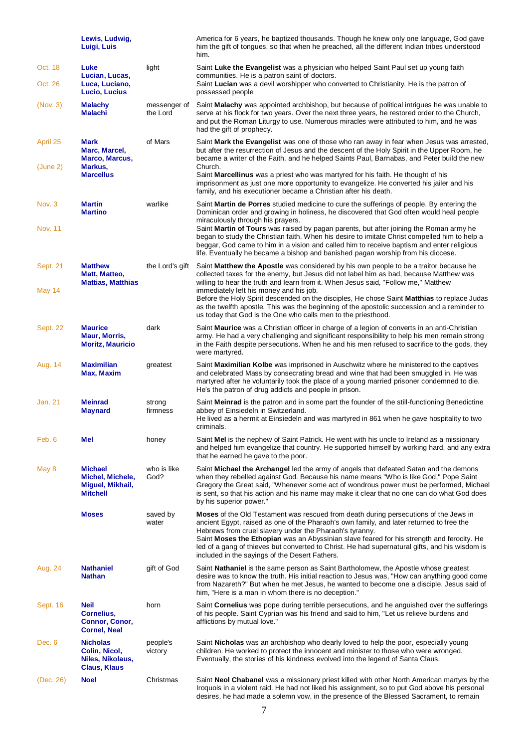| | | | |
|---|---|---|---|
| | **Lewis, Ludwig, Luigi, Luis** | | America for 6 years, he baptized thousands. Though he knew only one language, God gave him the gift of tongues, so that when he preached, all the different Indian tribes understood him. |
| Oct. 18<br><br>Oct. 26 | **Luke**<br>**Lucian, Lucas, Luca, Luciano, Lucio, Lucius** | light | Saint **Luke the Evangelist** was a physician who helped Saint Paul set up young faith communities. He is a patron saint of doctors.<br>Saint **Lucian** was a devil worshipper who converted to Christianity. He is the patron of possessed people |
| (Nov. 3) | **Malachy**<br>**Malachi** | messenger of the Lord | Saint **Malachy** was appointed archbishop, but because of political intrigues he was unable to serve at his flock for two years. Over the next three years, he restored order to the Church, and put the Roman Liturgy to use. Numerous miracles were attributed to him, and he was had the gift of prophecy. |
| April 25<br><br>(June 2) | **Mark**<br>**Marc, Marcel, Marco, Marcus, Markus, Marcellus** | of Mars | Saint **Mark the Evangelist** was one of those who ran away in fear when Jesus was arrested, but after the resurrection of Jesus and the descent of the Holy Spirit in the Upper Room, he became a writer of the Faith, and he helped Saints Paul, Barnabas, and Peter build the new Church.<br>Saint **Marcellinus** was a priest who was martyred for his faith. He thought of his imprisonment as just one more opportunity to evangelize. He converted his jailer and his family, and his executioner became a Christian after his death. |
| Nov. 3<br><br>Nov. 11 | **Martin**<br>**Martino** | warlike | Saint **Martin de Porres** studied medicine to cure the sufferings of people. By entering the Dominican order and growing in holiness, he discovered that God often would heal people miraculously through his prayers.<br>Saint **Martin of Tours** was raised by pagan parents, but after joining the Roman army he began to study the Christian faith. When his desire to imitate Christ compelled him to help a beggar, God came to him in a vision and called him to receive baptism and enter religious life. Eventually he became a bishop and banished pagan worship from his diocese. |
| Sept. 21<br><br>May 14 | **Matthew**<br>**Matt, Matteo, Mattias, Matthias** | the Lord's gift | Saint **Matthew the Apostle** was considered by his own people to be a traitor because he collected taxes for the enemy, but Jesus did not label him as bad, because Matthew was willing to hear the truth and learn from it. When Jesus said, "Follow me," Matthew immediately left his money and his job.<br>Before the Holy Spirit descended on the disciples, He chose Saint **Matthias** to replace Judas as the twelfth apostle. This was the beginning of the apostolic succession and a reminder to us today that God is the One who calls men to the priesthood. |
| Sept. 22 | **Maurice**<br>**Maur, Morris, Moritz, Mauricio** | dark | Saint **Maurice** was a Christian officer in charge of a legion of converts in an anti-Christian army. He had a very challenging and significant responsibility to help his men remain strong in the Faith despite persecutions. When he and his men refused to sacrifice to the gods, they were martyred. |
| Aug. 14 | **Maximilian**<br>**Max, Maxim** | greatest | Saint **Maximilian Kolbe** was imprisoned in Auschwitz where he ministered to the captives and celebrated Mass by consecrating bread and wine that had been smuggled in. He was martyred after he voluntarily took the place of a young married prisoner condemned to die. He's the patron of drug addicts and people in prison. |
| Jan. 21 | **Meinrad**<br>**Maynard** | strong firmness | Saint **Meinrad** is the patron and in some part the founder of the still-functioning Benedictine abbey of Einsiedeln in Switzerland.<br>He lived as a hermit at Einsiedeln and was martyred in 861 when he gave hospitality to two criminals. |
| Feb. 6 | **Mel** | honey | Saint **Mel** is the nephew of Saint Patrick. He went with his uncle to Ireland as a missionary and helped him evangelize that country. He supported himself by working hard, and any extra that he earned he gave to the poor. |
| May 8 | **Michael**<br>**Michel, Michele, Miguel, Mikhail, Mitchell** | who is like God? | Saint **Michael the Archangel** led the army of angels that defeated Satan and the demons when they rebelled against God. Because his name means "Who is like God," Pope Saint Gregory the Great said, "Whenever some act of wondrous power must be performed, Michael is sent, so that his action and his name may make it clear that no one can do what God does by his superior power." |
| | **Moses** | saved by water | **Moses** of the Old Testament was rescued from death during persecutions of the Jews in ancient Egypt, raised as one of the Pharaoh's own family, and later returned to free the Hebrews from cruel slavery under the Pharaoh's tyranny.<br>Saint **Moses the Ethopian** was an Abyssinian slave feared for his strength and ferocity. He led of a gang of thieves but converted to Christ. He had supernatural gifts, and his wisdom is included in the sayings of the Desert Fathers. |
| Aug. 24 | **Nathaniel**<br>**Nathan** | gift of God | Saint **Nathaniel** is the same person as Saint Bartholomew, the Apostle whose greatest desire was to know the truth. His initial reaction to Jesus was, "How can anything good come from Nazareth?" But when he met Jesus, he wanted to become one a disciple. Jesus said of him, "Here is a man in whom there is no deception." |
| Sept. 16 | **Neil**<br>**Cornelius, Connor, Conor, Cornel, Neal** | horn | Saint **Cornelius** was pope during terrible persecutions, and he anguished over the sufferings of his people. Saint Cyprian was his friend and said to him, "Let us relieve burdens and afflictions by mutual love." |
| Dec. 6 | **Nicholas**<br>**Colin, Nicol, Niles, Nikolaus, Claus, Klaus** | people's victory | Saint **Nicholas** was an archbishop who dearly loved to help the poor, especially young children. He worked to protect the innocent and minister to those who were wronged. Eventually, the stories of his kindness evolved into the legend of Santa Claus. |
| (Dec. 26) | **Noel** | Christmas | Saint **Neol Chabanel** was a missionary priest killed with other North American martyrs by the Iroquois in a violent raid. He had not liked his assignment, so to put God above his personal desires, he had made a solemn vow, in the presence of the Blessed Sacrament, to remain |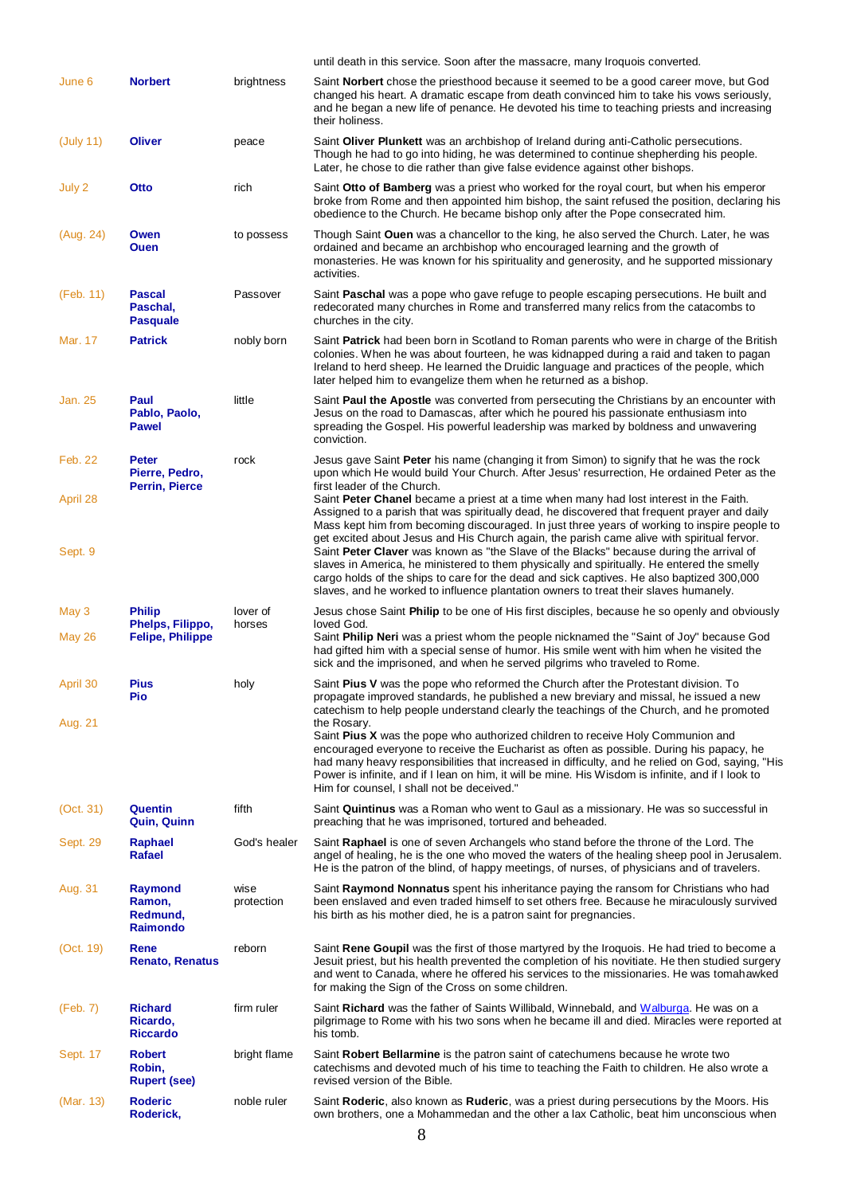| | | | |
|---|---|---|---|
| | | | until death in this service. Soon after the massacre, many Iroquois converted. |
| June 6 | **Norbert** | brightness | Saint **Norbert** chose the priesthood because it seemed to be a good career move, but God changed his heart. A dramatic escape from death convinced him to take his vows seriously, and he began a new life of penance. He devoted his time to teaching priests and increasing their holiness. |
| (July 11) | **Oliver** | peace | Saint **Oliver Plunkett** was an archbishop of Ireland during anti-Catholic persecutions. Though he had to go into hiding, he was determined to continue shepherding his people. Later, he chose to die rather than give false evidence against other bishops. |
| July 2 | **Otto** | rich | Saint **Otto of Bamberg** was a priest who worked for the royal court, but when his emperor broke from Rome and then appointed him bishop, the saint refused the position, declaring his obedience to the Church. He became bishop only after the Pope consecrated him. |
| (Aug. 24) | **Owen**<br>**Ouen** | to possess | Though Saint **Ouen** was a chancellor to the king, he also served the Church. Later, he was ordained and became an archbishop who encouraged learning and the growth of monasteries. He was known for his spirituality and generosity, and he supported missionary activities. |
| (Feb. 11) | **Pascal**<br>**Paschal,**<br>**Pasquale** | Passover | Saint **Paschal** was a pope who gave refuge to people escaping persecutions. He built and redecorated many churches in Rome and transferred many relics from the catacombs to churches in the city. |
| Mar. 17 | **Patrick** | nobly born | Saint **Patrick** had been born in Scotland to Roman parents who were in charge of the British colonies. When he was about fourteen, he was kidnapped during a raid and taken to pagan Ireland to herd sheep. He learned the Druidic language and practices of the people, which later helped him to evangelize them when he returned as a bishop. |
| Jan. 25 | **Paul**<br>**Pablo, Paolo,**<br>**Pawel** | little | Saint **Paul the Apostle** was converted from persecuting the Christians by an encounter with Jesus on the road to Damascas, after which he poured his passionate enthusiasm into spreading the Gospel. His powerful leadership was marked by boldness and unwavering conviction. |
| Feb. 22 | **Peter**<br>**Pierre, Pedro,**<br>**Perrin, Pierce** | rock | Jesus gave Saint **Peter** his name (changing it from Simon) to signify that he was the rock upon which He would build Your Church. After Jesus' resurrection, He ordained Peter as the first leader of the Church. |
| April 28 | | | Saint **Peter Chanel** became a priest at a time when many had lost interest in the Faith. Assigned to a parish that was spiritually dead, he discovered that frequent prayer and daily Mass kept him from becoming discouraged. In just three years of working to inspire people to get excited about Jesus and His Church again, the parish came alive with spiritual fervor. |
| Sept. 9 | | | Saint **Peter Claver** was known as "the Slave of the Blacks" because during the arrival of slaves in America, he ministered to them physically and spiritually. He entered the smelly cargo holds of the ships to care for the dead and sick captives. He also baptized 300,000 slaves, and he worked to influence plantation owners to treat their slaves humanely. |
| May 3 | **Philip**<br>**Phelps, Filippo,**<br>**Felipe, Philippe** | lover of horses | Jesus chose Saint **Philip** to be one of His first disciples, because he so openly and obviously loved God. |
| May 26 | | | Saint **Philip Neri** was a priest whom the people nicknamed the "Saint of Joy" because God had gifted him with a special sense of humor. His smile went with him when he visited the sick and the imprisoned, and when he served pilgrims who traveled to Rome. |
| April 30 | **Pius**<br>**Pio** | holy | Saint **Pius V** was the pope who reformed the Church after the Protestant division. To propagate improved standards, he published a new breviary and missal, he issued a new catechism to help people understand clearly the teachings of the Church, and he promoted the Rosary. |
| Aug. 21 | | | Saint **Pius X** was the pope who authorized children to receive Holy Communion and encouraged everyone to receive the Eucharist as often as possible. During his papacy, he had many heavy responsibilities that increased in difficulty, and he relied on God, saying, "His Power is infinite, and if I lean on him, it will be mine. His Wisdom is infinite, and if I look to Him for counsel, I shall not be deceived." |
| (Oct. 31) | **Quentin**<br>**Quin, Quinn** | fifth | Saint **Quintinus** was a Roman who went to Gaul as a missionary. He was so successful in preaching that he was imprisoned, tortured and beheaded. |
| Sept. 29 | **Raphael**<br>**Rafael** | God's healer | Saint **Raphael** is one of seven Archangels who stand before the throne of the Lord. The angel of healing, he is the one who moved the waters of the healing sheep pool in Jerusalem. He is the patron of the blind, of happy meetings, of nurses, of physicians and of travelers. |
| Aug. 31 | **Raymond**<br>**Ramon,**<br>**Redmund,**<br>**Raimondo** | wise protection | Saint **Raymond Nonnatus** spent his inheritance paying the ransom for Christians who had been enslaved and even traded himself to set others free. Because he miraculously survived his birth as his mother died, he is a patron saint for pregnancies. |
| (Oct. 19) | **Rene**<br>**Renato, Renatus** | reborn | Saint **Rene Goupil** was the first of those martyred by the Iroquois. He had tried to become a Jesuit priest, but his health prevented the completion of his novitiate. He then studied surgery and went to Canada, where he offered his services to the missionaries. He was tomahawked for making the Sign of the Cross on some children. |
| (Feb. 7) | **Richard**<br>**Ricardo,**<br>**Riccardo** | firm ruler | Saint **Richard** was the father of Saints Willibald, Winnebald, and Walburga. He was on a pilgrimage to Rome with his two sons when he became ill and died. Miracles were reported at his tomb. |
| Sept. 17 | **Robert**<br>**Robin,**<br>**Rupert (see)** | bright flame | Saint **Robert Bellarmine** is the patron saint of catechumens because he wrote two catechisms and devoted much of his time to teaching the Faith to children. He also wrote a revised version of the Bible. |
| (Mar. 13) | **Roderic**<br>**Roderick,** | noble ruler | Saint **Roderic**, also known as **Ruderic**, was a priest during persecutions by the Moors. His own brothers, one a Mohammedan and the other a lax Catholic, beat him unconscious when |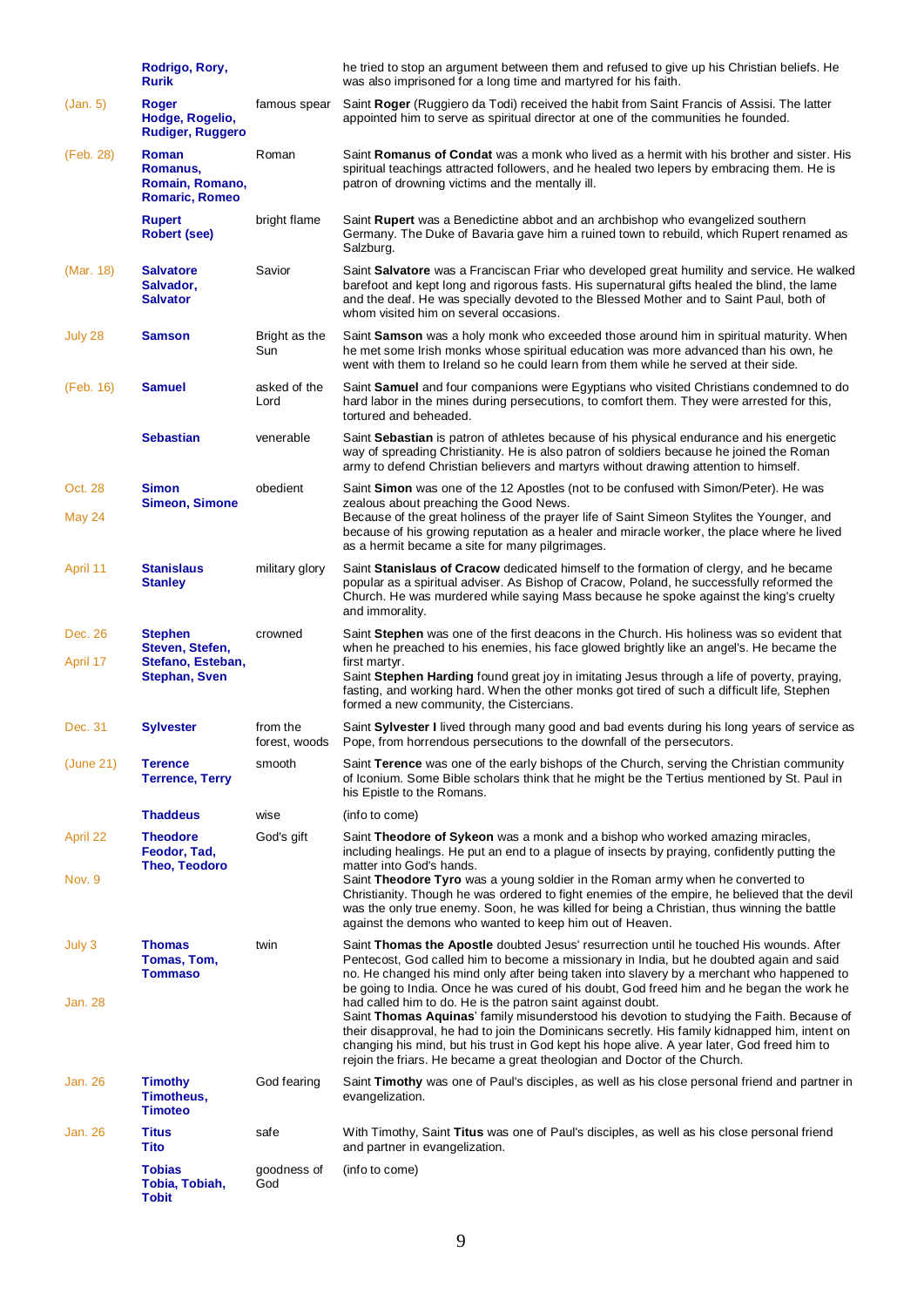| | | | |
|---|---|---|---|
| | **Rodrigo, Rory, Rurik** | | he tried to stop an argument between them and refused to give up his Christian beliefs. He was also imprisoned for a long time and martyred for his faith. |
| (Jan. 5) | **Roger** **Hodge, Rogelio, Rudiger, Ruggero** | famous spear | Saint **Roger** (Ruggiero da Todi) received the habit from Saint Francis of Assisi. The latter appointed him to serve as spiritual director at one of the communities he founded. |
| (Feb. 28) | **Roman** **Romanus, Romain, Romano, Romaric, Romeo** | Roman | Saint **Romanus of Condat** was a monk who lived as a hermit with his brother and sister. His spiritual teachings attracted followers, and he healed two lepers by embracing them. He is patron of drowning victims and the mentally ill. |
| | **Rupert** **Robert (see)** | bright flame | Saint **Rupert** was a Benedictine abbot and an archbishop who evangelized southern Germany. The Duke of Bavaria gave him a ruined town to rebuild, which Rupert renamed as Salzburg. |
| (Mar. 18) | **Salvatore** **Salvador, Salvator** | Savior | Saint **Salvatore** was a Franciscan Friar who developed great humility and service. He walked barefoot and kept long and rigorous fasts. His supernatural gifts healed the blind, the lame and the deaf. He was specially devoted to the Blessed Mother and to Saint Paul, both of whom visited him on several occasions. |
| July 28 | **Samson** | Bright as the Sun | Saint **Samson** was a holy monk who exceeded those around him in spiritual maturity. When he met some Irish monks whose spiritual education was more advanced than his own, he went with them to Ireland so he could learn from them while he served at their side. |
| (Feb. 16) | **Samuel** | asked of the Lord | Saint **Samuel** and four companions were Egyptians who visited Christians condemned to do hard labor in the mines during persecutions, to comfort them. They were arrested for this, tortured and beheaded. |
| | **Sebastian** | venerable | Saint **Sebastian** is patron of athletes because of his physical endurance and his energetic way of spreading Christianity. He is also patron of soldiers because he joined the Roman army to defend Christian believers and martyrs without drawing attention to himself. |
| Oct. 28 <br> May 24 | **Simon** **Simeon, Simone** | obedient | Saint **Simon** was one of the 12 Apostles (not to be confused with Simon/Peter). He was zealous about preaching the Good News. <br> Because of the great holiness of the prayer life of Saint Simeon Stylites the Younger, and because of his growing reputation as a healer and miracle worker, the place where he lived as a hermit became a site for many pilgrimages. |
| April 11 | **Stanislaus** **Stanley** | military glory | Saint **Stanislaus of Cracow** dedicated himself to the formation of clergy, and he became popular as a spiritual adviser. As Bishop of Cracow, Poland, he successfully reformed the Church. He was murdered while saying Mass because he spoke against the king's cruelty and immorality. |
| Dec. 26 <br> April 17 | **Stephen** **Steven, Stefen, Stefano, Esteban, Stephan, Sven** | crowned | Saint **Stephen** was one of the first deacons in the Church. His holiness was so evident that when he preached to his enemies, his face glowed brightly like an angel's. He became the first martyr. <br> Saint **Stephen Harding** found great joy in imitating Jesus through a life of poverty, praying, fasting, and working hard. When the other monks got tired of such a difficult life, Stephen formed a new community, the Cistercians. |
| Dec. 31 | **Sylvester** | from the forest, woods | Saint **Sylvester I** lived through many good and bad events during his long years of service as Pope, from horrendous persecutions to the downfall of the persecutors. |
| (June 21) | **Terence** **Terrence, Terry** | smooth | Saint **Terence** was one of the early bishops of the Church, serving the Christian community of Iconium. Some Bible scholars think that he might be the Tertius mentioned by St. Paul in his Epistle to the Romans. |
| | **Thaddeus** | wise | (info to come) |
| April 22 <br> Nov. 9 | **Theodore** **Feodor, Tad, Theo, Teodoro** | God's gift | Saint **Theodore of Sykeon** was a monk and a bishop who worked amazing miracles, including healings. He put an end to a plague of insects by praying, confidently putting the matter into God's hands. <br> Saint **Theodore Tyro** was a young soldier in the Roman army when he converted to Christianity. Though he was ordered to fight enemies of the empire, he believed that the devil was the only true enemy. Soon, he was killed for being a Christian, thus winning the battle against the demons who wanted to keep him out of Heaven. |
| July 3 <br> Jan. 28 | **Thomas** **Tomas, Tom, Tommaso** | twin | Saint **Thomas the Apostle** doubted Jesus' resurrection until he touched His wounds. After Pentecost, God called him to become a missionary in India, but he doubted again and said no. He changed his mind only after being taken into slavery by a merchant who happened to be going to India. Once he was cured of his doubt, God freed him and he began the work he had called him to do. He is the patron saint against doubt. <br> Saint **Thomas Aquinas**' family misunderstood his devotion to studying the Faith. Because of their disapproval, he had to join the Dominicans secretly. His family kidnapped him, intent on changing his mind, but his trust in God kept his hope alive. A year later, God freed him to rejoin the friars. He became a great theologian and Doctor of the Church. |
| Jan. 26 | **Timothy** **Timotheus, Timoteo** | God fearing | Saint **Timothy** was one of Paul's disciples, as well as his close personal friend and partner in evangelization. |
| Jan. 26 | **Titus** **Tito** | safe | With Timothy, Saint **Titus** was one of Paul's disciples, as well as his close personal friend and partner in evangelization. |
| | **Tobias** **Tobia, Tobiah, Tobit** | goodness of God | (info to come) |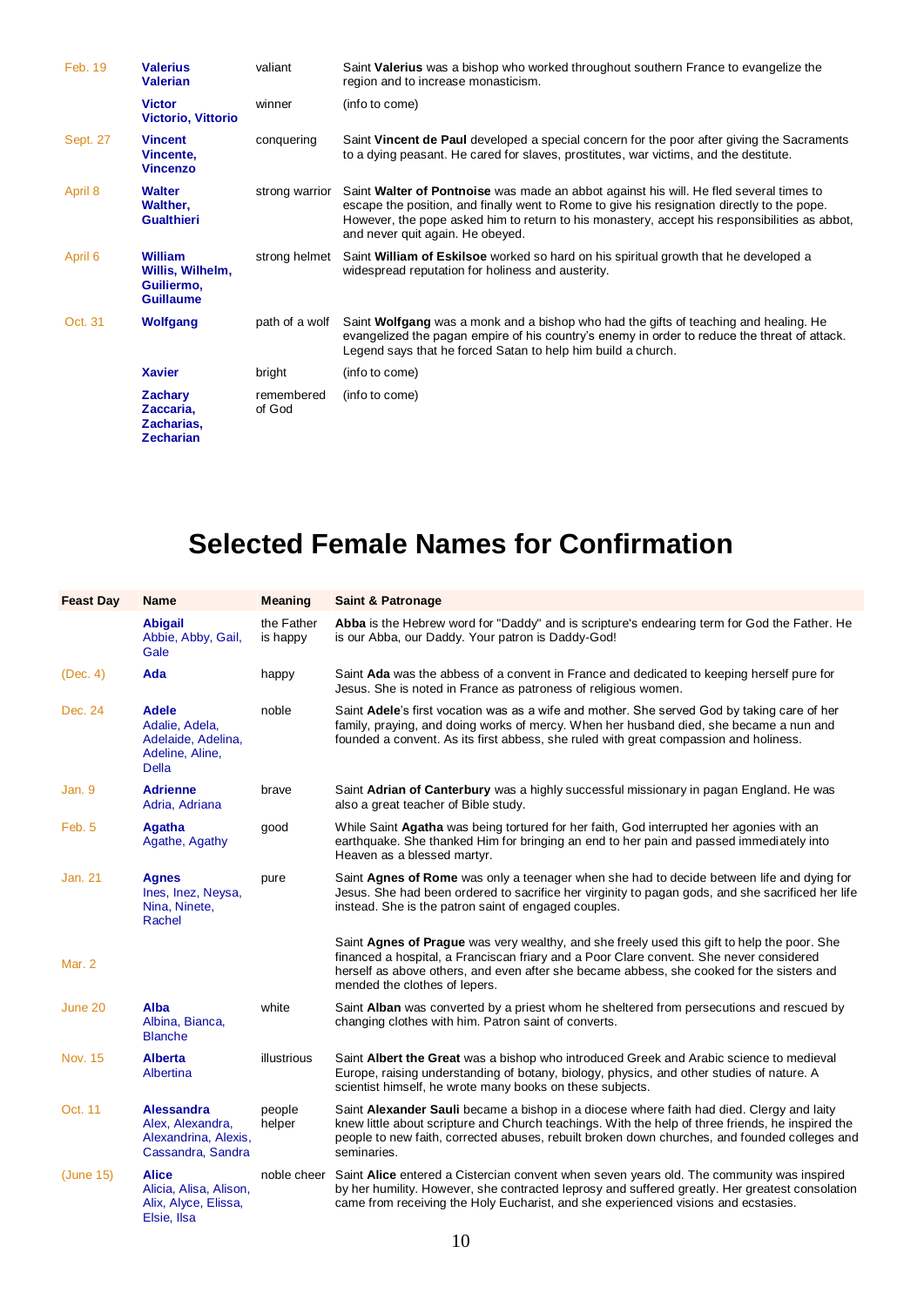| | | | |
|---|---|---|---|
| Feb. 19 | **Valerius**<br>**Valerian** | valiant | Saint **Valerius** was a bishop who worked throughout southern France to evangelize the region and to increase monasticism. |
| | **Victor**<br>**Victorio, Vittorio** | winner | (info to come) |
| Sept. 27 | **Vincent**<br>**Vincente, Vincenzo** | conquering | Saint **Vincent de Paul** developed a special concern for the poor after giving the Sacraments to a dying peasant. He cared for slaves, prostitutes, war victims, and the destitute. |
| April 8 | **Walter**<br>**Walther, Gualthieri** | strong warrior | Saint **Walter of Pontnoise** was made an abbot against his will. He fled several times to escape the position, and finally went to Rome to give his resignation directly to the pope. However, the pope asked him to return to his monastery, accept his responsibilities as abbot, and never quit again. He obeyed. |
| April 6 | **William**<br>**Willis, Wilhelm, Guiliermo, Guillaume** | strong helmet | Saint **William of Eskilsoe** worked so hard on his spiritual growth that he developed a widespread reputation for holiness and austerity. |
| Oct. 31 | **Wolfgang** | path of a wolf | Saint **Wolfgang** was a monk and a bishop who had the gifts of teaching and healing. He evangelized the pagan empire of his country's enemy in order to reduce the threat of attack. Legend says that he forced Satan to help him build a church. |
| | **Xavier** | bright | (info to come) |
| | **Zachary**<br>**Zaccaria, Zacharias, Zecharian** | remembered of God | (info to come) |

# Selected Female Names for Confirmation

| Feast Day | Name | Meaning | Saint & Patronage |
|---|---|---|---|
| | **Abigail**<br>Abbie, Abby, Gail, Gale | the Father is happy | **Abba** is the Hebrew word for "Daddy" and is scripture's endearing term for God the Father. He is our Abba, our Daddy. Your patron is Daddy-God! |
| (Dec. 4) | **Ada** | happy | Saint **Ada** was the abbess of a convent in France and dedicated to keeping herself pure for Jesus. She is noted in France as patroness of religious women. |
| Dec. 24 | **Adele**<br>Adalie, Adela, Adelaide, Adelina, Adeline, Aline, Della | noble | Saint **Adele**'s first vocation was as a wife and mother. She served God by taking care of her family, praying, and doing works of mercy. When her husband died, she became a nun and founded a convent. As its first abbess, she ruled with great compassion and holiness. |
| Jan. 9 | **Adrienne**<br>Adria, Adriana | brave | Saint **Adrian of Canterbury** was a highly successful missionary in pagan England. He was also a great teacher of Bible study. |
| Feb. 5 | **Agatha**<br>Agathe, Agathy | good | While Saint **Agatha** was being tortured for her faith, God interrupted her agonies with an earthquake. She thanked Him for bringing an end to her pain and passed immediately into Heaven as a blessed martyr. |
| Jan. 21 | **Agnes**<br>Ines, Inez, Neysa, Nina, Ninete, Rachel | pure | Saint **Agnes of Rome** was only a teenager when she had to decide between life and dying for Jesus. She had been ordered to sacrifice her virginity to pagan gods, and she sacrificed her life instead. She is the patron saint of engaged couples. |
| Mar. 2 | | | Saint **Agnes of Prague** was very wealthy, and she freely used this gift to help the poor. She financed a hospital, a Franciscan friary and a Poor Clare convent. She never considered herself as above others, and even after she became abbess, she cooked for the sisters and mended the clothes of lepers. |
| June 20 | **Alba**<br>Albina, Bianca, Blanche | white | Saint **Alban** was converted by a priest whom he sheltered from persecutions and rescued by changing clothes with him. Patron saint of converts. |
| Nov. 15 | **Alberta**<br>Albertina | illustrious | Saint **Albert the Great** was a bishop who introduced Greek and Arabic science to medieval Europe, raising understanding of botany, biology, physics, and other studies of nature. A scientist himself, he wrote many books on these subjects. |
| Oct. 11 | **Alessandra**<br>Alex, Alexandra, Alexandrina, Alexis, Cassandra, Sandra | people helper | Saint **Alexander Sauli** became a bishop in a diocese where faith had died. Clergy and laity knew little about scripture and Church teachings. With the help of three friends, he inspired the people to new faith, corrected abuses, rebuilt broken down churches, and founded colleges and seminaries. |
| (June 15) | **Alice**<br>Alicia, Alisa, Alison, Alix, Alyce, Elissa, Elsie, Ilsa | noble cheer | Saint **Alice** entered a Cistercian convent when seven years old. The community was inspired by her humility. However, she contracted leprosy and suffered greatly. Her greatest consolation came from receiving the Holy Eucharist, and she experienced visions and ecstasies. |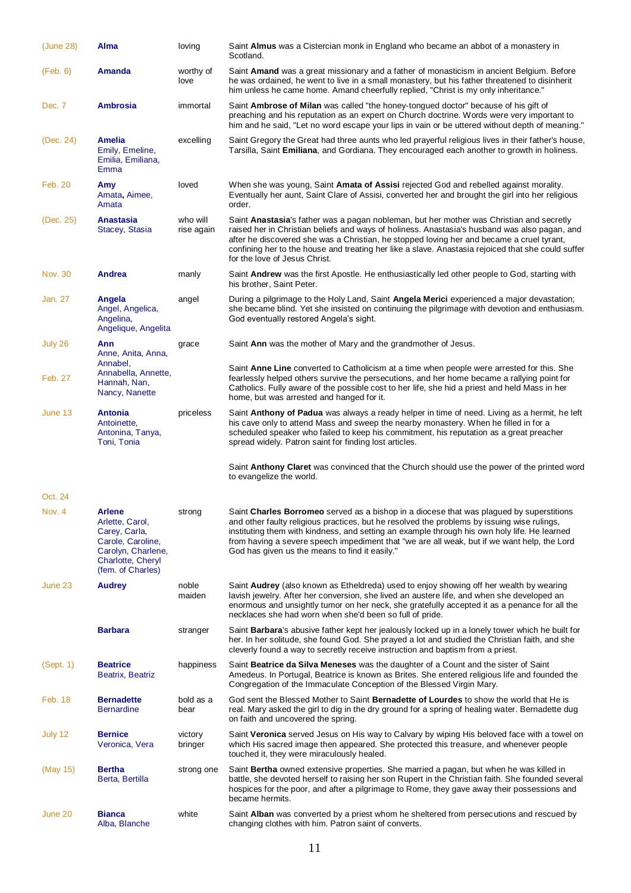| Date | Name | Meaning | Saint |
|---|---|---|---|
| (June 28) | **Alma** | loving | Saint **Almus** was a Cistercian monk in England who became an abbot of a monastery in Scotland. |
| (Feb. 6) | **Amanda** | worthy of love | Saint **Amand** was a great missionary and a father of monasticism in ancient Belgium. Before he was ordained, he went to live in a small monastery, but his father threatened to disinherit him unless he came home. Amand cheerfully replied, "Christ is my only inheritance." |
| Dec. 7 | **Ambrosia** | immortal | Saint **Ambrose of Milan** was called "the honey-tongued doctor" because of his gift of preaching and his reputation as an expert on Church doctrine. Words were very important to him and he said, "Let no word escape your lips in vain or be uttered without depth of meaning." |
| (Dec. 24) | **Amelia**<br>Emily, Emeline, Emilia, Emiliana, Emma | excelling | Saint Gregory the Great had three aunts who led prayerful religious lives in their father's house, Tarsilla, Saint **Emiliana**, and Gordiana. They encouraged each other to growth in holiness. |
| Feb. 20 | **Amy**<br>Amata, Aimee, Amata | loved | When she was young, Saint **Amata of Assisi** rejected God and rebelled against morality. Eventually her aunt, Saint Clare of Assisi, converted her and brought the girl into her religious order. |
| (Dec. 25) | **Anastasia**<br>Stacey, Stasia | who will rise again | Saint **Anastasia**'s father was a pagan nobleman, but her mother was Christian and secretly raised her in Christian beliefs and ways of holiness. Anastasia's husband was also pagan, and after he discovered she was a Christian, he stopped loving her and became a cruel tyrant, confining her to the house and treating her like a slave. Anastasia rejoiced that she could suffer for the love of Jesus Christ. |
| Nov. 30 | **Andrea** | manly | Saint **Andrew** was the first Apostle. He enthusiastically led other people to God, starting with his brother, Saint Peter. |
| Jan. 27 | **Angela**<br>Angel, Angelica, Angelina, Angelique, Angelita | angel | During a pilgrimage to the Holy Land, Saint **Angela Merici** experienced a major devastation; she became blind. Yet she insisted on continuing the pilgrimage with devotion and enthusiasm. God eventually restored Angela's sight. |
| July 26 | **Ann**<br>Anne, Anita, Anna, Annabel, Annabella, Annette, Hannah, Nan, Nancy, Nanette | grace | Saint **Ann** was the mother of Mary and the grandmother of Jesus. |
| Feb. 27 | | | Saint **Anne Line** converted to Catholicism at a time when people were arrested for this. She fearlessly helped others survive the persecutions, and her home became a rallying point for Catholics. Fully aware of the possible cost to her life, she hid a priest and held Mass in her home, but was arrested and hanged for it. |
| June 13 | **Antonia**<br>Antoinette, Antonina, Tanya, Toni, Tonia | priceless | Saint **Anthony of Padua** was always a ready helper in time of need. Living as a hermit, he left his cave only to attend Mass and sweep the nearby monastery. When he filled in for a scheduled speaker who failed to keep his commitment, his reputation as a great preacher spread widely. Patron saint for finding lost articles. |
| Oct. 24 | | | Saint **Anthony Claret** was convinced that the Church should use the power of the printed word to evangelize the world. |
| Nov. 4 | **Arlene**<br>Arlette, Carol, Carey, Carla, Carole, Caroline, Carolyn, Charlene, Charlotte, Cheryl (fem. of Charles) | strong | Saint **Charles Borromeo** served as a bishop in a diocese that was plagued by superstitions and other faulty religious practices, but he resolved the problems by issuing wise rulings, instituting them with kindness, and setting an example through his own holy life. He learned from having a severe speech impediment that "we are all weak, but if we want help, the Lord God has given us the means to find it easily." |
| June 23 | **Audrey** | noble maiden | Saint **Audrey** (also known as Etheldreda) used to enjoy showing off her wealth by wearing lavish jewelry. After her conversion, she lived an austere life, and when she developed an enormous and unsightly tumor on her neck, she gratefully accepted it as a penance for all the necklaces she had worn when she'd been so full of pride. |
| | **Barbara** | stranger | Saint **Barbara**'s abusive father kept her jealously locked up in a lonely tower which he built for her. In her solitude, she found God. She prayed a lot and studied the Christian faith, and she cleverly found a way to secretly receive instruction and baptism from a priest. |
| (Sept. 1) | **Beatrice**<br>Beatrix, Beatriz | happiness | Saint **Beatrice da Silva Meneses** was the daughter of a Count and the sister of Saint Amedeus. In Portugal, Beatrice is known as Brites. She entered religious life and founded the Congregation of the Immaculate Conception of the Blessed Virgin Mary. |
| Feb. 18 | **Bernadette**<br>Bernardine | bold as a bear | God sent the Blessed Mother to Saint **Bernadette of Lourdes** to show the world that He is real. Mary asked the girl to dig in the dry ground for a spring of healing water. Bernadette dug on faith and uncovered the spring. |
| July 12 | **Bernice**<br>Veronica, Vera | victory bringer | Saint **Veronica** served Jesus on His way to Calvary by wiping His beloved face with a towel on which His sacred image then appeared. She protected this treasure, and whenever people touched it, they were miraculously healed. |
| (May 15) | **Bertha**<br>Berta, Bertilla | strong one | Saint **Bertha** owned extensive properties. She married a pagan, but when he was killed in battle, she devoted herself to raising her son Rupert in the Christian faith. She founded several hospices for the poor, and after a pilgrimage to Rome, they gave away their possessions and became hermits. |
| June 20 | **Bianca**<br>Alba, Blanche | white | Saint **Alban** was converted by a priest whom he sheltered from persecutions and rescued by changing clothes with him. Patron saint of converts. |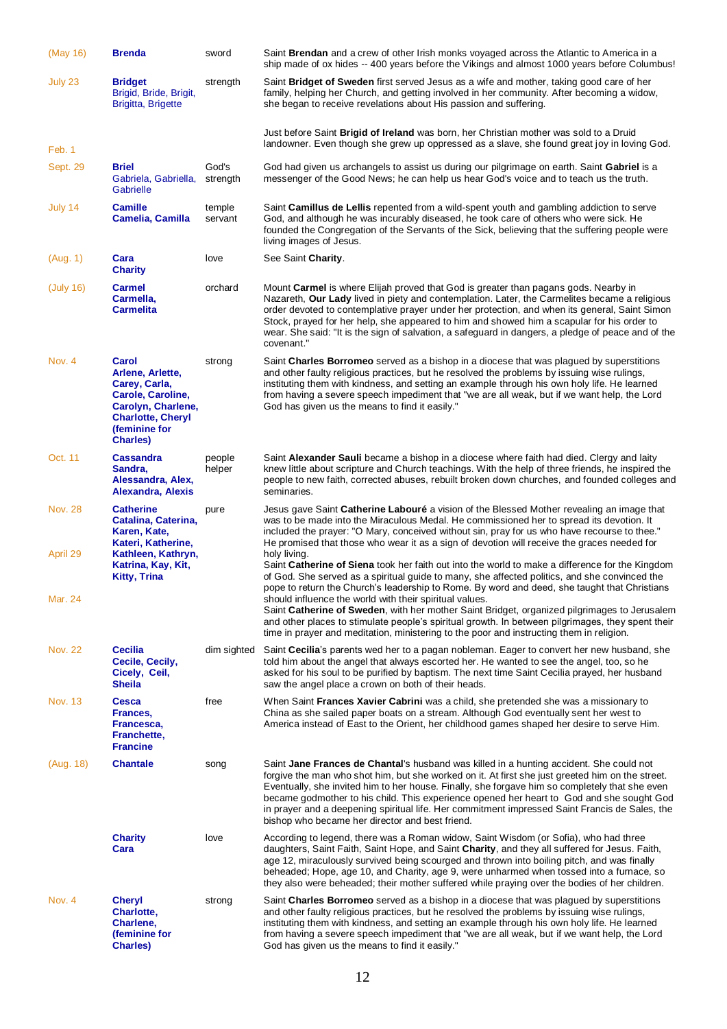| Date | Name | Meaning | Saint |
|---|---|---|---|
| (May 16) | **Brenda** | sword | Saint **Brendan** and a crew of other Irish monks voyaged across the Atlantic to America in a ship made of ox hides -- 400 years before the Vikings and almost 1000 years before Columbus! |
| July 23 | **Bridget** Brigid, Bride, Brigit, Brigitta, Brigette | strength | Saint **Bridget of Sweden** first served Jesus as a wife and mother, taking good care of her family, helping her Church, and getting involved in her community. After becoming a widow, she began to receive revelations about His passion and suffering. |
| Feb. 1 | | | Just before Saint **Brigid of Ireland** was born, her Christian mother was sold to a Druid landowner. Even though she grew up oppressed as a slave, she found great joy in loving God. |
| Sept. 29 | **Briel** Gabriela, Gabriella, Gabrielle | God's strength | God had given us archangels to assist us during our pilgrimage on earth. Saint **Gabriel** is a messenger of the Good News; he can help us hear God's voice and to teach us the truth. |
| July 14 | **Camille Camelia, Camilla** | temple servant | Saint **Camillus de Lellis** repented from a wild-spent youth and gambling addiction to serve God, and although he was incurably diseased, he took care of others who were sick. He founded the Congregation of the Servants of the Sick, believing that the suffering people were living images of Jesus. |
| (Aug. 1) | **Cara Charity** | love | See Saint **Charity**. |
| (July 16) | **Carmel Carmella, Carmelita** | orchard | Mount **Carmel** is where Elijah proved that God is greater than pagans gods. Nearby in Nazareth, **Our Lady** lived in piety and contemplation. Later, the Carmelites became a religious order devoted to contemplative prayer under her protection, and when its general, Saint Simon Stock, prayed for her help, she appeared to him and showed him a scapular for his order to wear. She said: "It is the sign of salvation, a safeguard in dangers, a pledge of peace and of the covenant." |
| Nov. 4 | **Carol Arlene, Arlette, Carey, Carla, Carole, Caroline, Carolyn, Charlene, Charlotte, Cheryl (feminine for Charles)** | strong | Saint **Charles Borromeo** served as a bishop in a diocese that was plagued by superstitions and other faulty religious practices, but he resolved the problems by issuing wise rulings, instituting them with kindness, and setting an example through his own holy life. He learned from having a severe speech impediment that "we are all weak, but if we want help, the Lord God has given us the means to find it easily." |
| Oct. 11 | **Cassandra Sandra, Alessandra, Alex, Alexandra, Alexis** | people helper | Saint **Alexander Sauli** became a bishop in a diocese where faith had died. Clergy and laity knew little about scripture and Church teachings. With the help of three friends, he inspired the people to new faith, corrected abuses, rebuilt broken down churches, and founded colleges and seminaries. |
| Nov. 28 | **Catherine Catalina, Caterina, Karen, Kate, Kateri, Katherine, Kathleen, Kathryn, Katrina, Kay, Kit, Kitty, Trina** | pure | Jesus gave Saint **Catherine Labouré** a vision of the Blessed Mother revealing an image that was to be made into the Miraculous Medal. He commissioned her to spread its devotion. It included the prayer: "O Mary, conceived without sin, pray for us who have recourse to thee." He promised that those who wear it as a sign of devotion will receive the graces needed for holy living. |
| April 29 | | | Saint **Catherine of Siena** took her faith out into the world to make a difference for the Kingdom of God. She served as a spiritual guide to many, she affected politics, and she convinced the pope to return the Church's leadership to Rome. By word and deed, she taught that Christians should influence the world with their spiritual values. |
| Mar. 24 | | | Saint **Catherine of Sweden**, with her mother Saint Bridget, organized pilgrimages to Jerusalem and other places to stimulate people's spiritual growth. In between pilgrimages, they spent their time in prayer and meditation, ministering to the poor and instructing them in religion. |
| Nov. 22 | **Cecilia Cecile, Cecily, Cicely, Ceil, Sheila** | dim sighted | Saint **Cecilia**'s parents wed her to a pagan nobleman. Eager to convert her new husband, she told him about the angel that always escorted her. He wanted to see the angel, too, so he asked for his soul to be purified by baptism. The next time Saint Cecilia prayed, her husband saw the angel place a crown on both of their heads. |
| Nov. 13 | **Cesca Frances, Francesca, Franchette, Francine** | free | When Saint **Frances Xavier Cabrini** was a child, she pretended she was a missionary to China as she sailed paper boats on a stream. Although God eventually sent her west to America instead of East to the Orient, her childhood games shaped her desire to serve Him. |
| (Aug. 18) | **Chantale** | song | Saint **Jane Frances de Chantal**'s husband was killed in a hunting accident. She could not forgive the man who shot him, but she worked on it. At first she just greeted him on the street. Eventually, she invited him to her house. Finally, she forgave him so completely that she even became godmother to his child. This experience opened her heart to God and she sought God in prayer and a deepening spiritual life. Her commitment impressed Saint Francis de Sales, the bishop who became her director and best friend. |
| | **Charity Cara** | love | According to legend, there was a Roman widow, Saint Wisdom (or Sofia), who had three daughters, Saint Faith, Saint Hope, and Saint **Charity**, and they all suffered for Jesus. Faith, age 12, miraculously survived being scourged and thrown into boiling pitch, and was finally beheaded; Hope, age 10, and Charity, age 9, were unharmed when tossed into a furnace, so they also were beheaded; their mother suffered while praying over the bodies of her children. |
| Nov. 4 | **Cheryl Charlotte, Charlene, (feminine for Charles)** | strong | Saint **Charles Borromeo** served as a bishop in a diocese that was plagued by superstitions and other faulty religious practices, but he resolved the problems by issuing wise rulings, instituting them with kindness, and setting an example through his own holy life. He learned from having a severe speech impediment that "we are all weak, but if we want help, the Lord God has given us the means to find it easily." |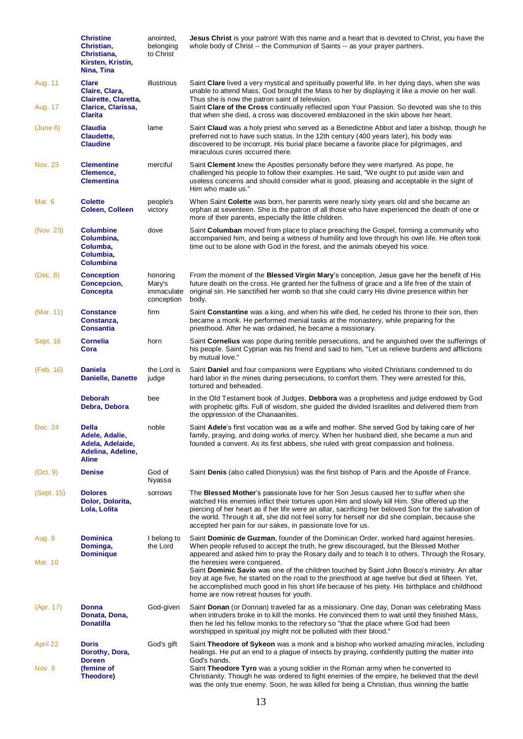| | | | |
|---|---|---|---|
| | **Christine** Christian, Christiana, Kirsten, Kristin, Nina, Tina | anointed, belonging to Christ | **Jesus Christ** is your patron! With this name and a heart that is devoted to Christ, you have the whole body of Christ -- the Communion of Saints -- as your prayer partners. |
| Aug. 11<br><br>Aug. 17 | **Clare** Claire, Clara, Clairette, Claretta, Clarice, Clarissa, Clarita | illustrious | Saint **Clare** lived a very mystical and spiritually powerful life. In her dying days, when she was unable to attend Mass, God brought the Mass to her by displaying it like a movie on her wall. Thus she is now the patron saint of television.<br>Saint **Clare of the Cross** continually reflected upon Your Passion. So devoted was she to this that when she died, a cross was discovered emblazoned in the skin above her heart. |
| (June 6) | **Claudia** Claudette, Claudine | lame | Saint **Claud** was a holy priest who served as a Benedictine Abbot and later a bishop, though he preferred not to have such status. In the 12th century (400 years later), his body was discovered to be incorrupt. His burial place became a favorite place for pilgrimages, and miraculous cures occurred there. |
| Nov. 23 | **Clementine** Clemence, Clementina | merciful | Saint **Clement** knew the Apostles personally before they were martyred. As pope, he challenged his people to follow their examples. He said, "We ought to put aside vain and useless concerns and should consider what is good, pleasing and acceptable in the sight of Him who made us." |
| Mar. 6 | **Colette** Coleen, Colleen | people's victory | When Saint **Colette** was born, her parents were nearly sixty years old and she became an orphan at seventeen. She is the patron of all those who have experienced the death of one or more of their parents, especially the little children. |
| (Nov. 23) | **Columbine** Columbina, Columba, Columbia, Columbina | dove | Saint **Columban** moved from place to place preaching the Gospel, forming a community who accompanied him, and being a witness of humility and love through his own life. He often took time out to be alone with God in the forest, and the animals obeyed his voice. |
| (Dec. 8) | **Conception** Concepcion, Concepta | honoring Mary's immaculate conception | From the moment of the **Blessed Virgin Mary**'s conception, Jesus gave her the benefit of His future death on the cross. He granted her the fullness of grace and a life free of the stain of original sin. He sanctified her womb so that she could carry His divine presence within her body. |
| (Mar. 11) | **Constance** Constanza, Consantia | firm | Saint **Constantine** was a king, and when his wife died, he ceded his throne to their son, then became a monk. He performed menial tasks at the monastery, while preparing for the priesthood. After he was ordained, he became a missionary. |
| Sept. 16 | **Cornelia** Cora | horn | Saint **Cornelius** was pope during terrible persecutions, and he anguished over the sufferings of his people. Saint Cyprian was his friend and said to him, "Let us relieve burdens and afflictions by mutual love." |
| (Feb. 16) | **Daniela** Danielle, Danette | the Lord is judge | Saint **Daniel** and four companions were Egyptians who visited Christians condemned to do hard labor in the mines during persecutions, to comfort them. They were arrested for this, tortured and beheaded. |
| | **Deborah** Debra, Debora | bee | In the Old Testament book of Judges, **Debbora** was a prophetess and judge endowed by God with prophetic gifts. Full of wisdom, she guided the divided Israelites and delivered them from the oppression of the Chanaanites. |
| Dec. 24 | **Della** Adele, Adalie, Adela, Adelaide, Adelina, Adeline, Aline | noble | Saint **Adele**'s first vocation was as a wife and mother. She served God by taking care of her family, praying, and doing works of mercy. When her husband died, she became a nun and founded a convent. As its first abbess, she ruled with great compassion and holiness. |
| (Oct. 9) | **Denise** | God of Nyassa | Saint **Denis** (also called Dionysius) was the first bishop of Paris and the Apostle of France. |
| (Sept. 15) | **Dolores** Dolor, Dolorita, Lola, Lolita | sorrows | The **Blessed Mother**'s passionate love for her Son Jesus caused her to suffer when she watched His enemies inflict their tortures upon Him and slowly kill Him. She offered up the piercing of her heart as if her life were an altar, sacrificing her beloved Son for the salvation of the world. Through it all, she did not feel sorry for herself nor did she complain, because she accepted her pain for our sakes, in passionate love for us. |
| Aug. 8<br><br>Mar. 10 | **Dominica** Dominga, Dominique | I belong to the Lord | Saint **Dominic de Guzman**, founder of the Dominican Order, worked hard against heresies. When people refused to accept the truth, he grew discouraged, but the Blessed Mother appeared and asked him to pray the Rosary daily and to teach it to others. Through the Rosary, the heresies were conquered.<br>Saint **Dominic Savio** was one of the children touched by Saint John Bosco's ministry. An altar boy at age five, he started on the road to the priesthood at age twelve but died at fifteen. Yet, he accomplished much good in his short life because of his piety. His birthplace and childhood home are now retreat houses for youth. |
| (Apr. 17) | **Donna** Donata, Dona, Donatilla | God-given | Saint **Donan** (or Donnan) traveled far as a missionary. One day, Donan was celebrating Mass when intruders broke in to kill the monks. He convinced them to wait until they finished Mass, then he led his fellow monks to the refectory so "that the place where God had been worshipped in spiritual joy might not be polluted with their blood." |
| April 22<br><br>Nov. 9 | **Doris** Dorothy, Dora, Doreen (femine of Theodore) | God's gift | Saint **Theodore of Sykeon** was a monk and a bishop who worked amazing miracles, including healings. He put an end to a plague of insects by praying, confidently putting the matter into God's hands.<br>Saint **Theodore Tyro** was a young soldier in the Roman army when he converted to Christianity. Though he was ordered to fight enemies of the empire, he believed that the devil was the only true enemy. Soon, he was killed for being a Christian, thus winning the battle |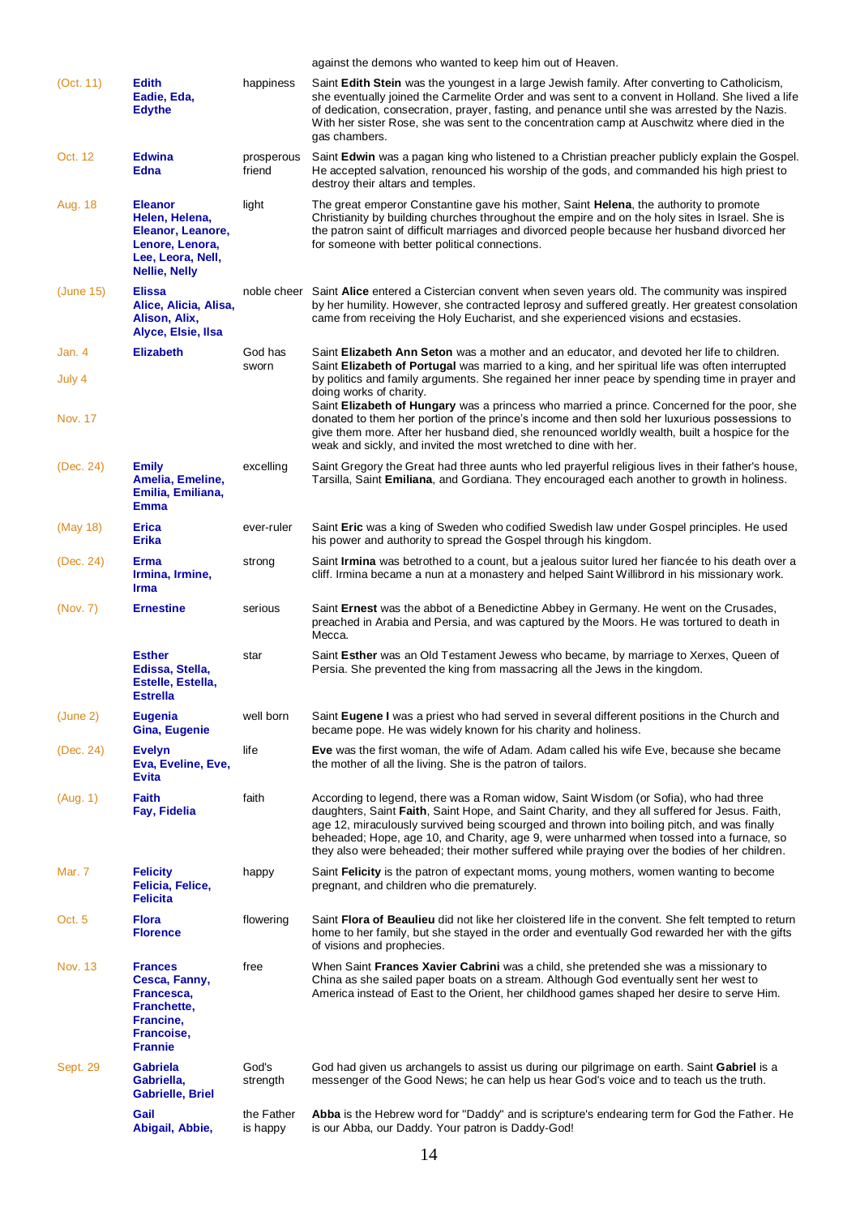| | | | |
|---|---|---|---|
| | | | against the demons who wanted to keep him out of Heaven. |
| (Oct. 11) | **Edith** **Eadie, Eda, Edythe** | happiness | Saint **Edith Stein** was the youngest in a large Jewish family. After converting to Catholicism, she eventually joined the Carmelite Order and was sent to a convent in Holland. She lived a life of dedication, consecration, prayer, fasting, and penance until she was arrested by the Nazis. With her sister Rose, she was sent to the concentration camp at Auschwitz where died in the gas chambers. |
| Oct. 12 | **Edwina** **Edna** | prosperous friend | Saint **Edwin** was a pagan king who listened to a Christian preacher publicly explain the Gospel. He accepted salvation, renounced his worship of the gods, and commanded his high priest to destroy their altars and temples. |
| Aug. 18 | **Eleanor** **Helen, Helena, Eleanor, Leanore, Lenore, Lenora, Lee, Leora, Nell, Nellie, Nelly** | light | The great emperor Constantine gave his mother, Saint **Helena**, the authority to promote Christianity by building churches throughout the empire and on the holy sites in Israel. She is the patron saint of difficult marriages and divorced people because her husband divorced her for someone with better political connections. |
| (June 15) | **Elissa** **Alice, Alicia, Alisa, Alison, Alix, Alyce, Elsie, Ilsa** | noble cheer | Saint **Alice** entered a Cistercian convent when seven years old. The community was inspired by her humility. However, she contracted leprosy and suffered greatly. Her greatest consolation came from receiving the Holy Eucharist, and she experienced visions and ecstasies. |
| Jan. 4<br><br>July 4<br><br>Nov. 17 | **Elizabeth** | God has sworn | Saint **Elizabeth Ann Seton** was a mother and an educator, and devoted her life to children.<br>Saint **Elizabeth of Portugal** was married to a king, and her spiritual life was often interrupted by politics and family arguments. She regained her inner peace by spending time in prayer and doing works of charity.<br>Saint **Elizabeth of Hungary** was a princess who married a prince. Concerned for the poor, she donated to them her portion of the prince's income and then sold her luxurious possessions to give them more. After her husband died, she renounced worldly wealth, built a hospice for the weak and sickly, and invited the most wretched to dine with her. |
| (Dec. 24) | **Emily** **Amelia, Emeline, Emilia, Emiliana, Emma** | excelling | Saint Gregory the Great had three aunts who led prayerful religious lives in their father's house, Tarsilla, Saint **Emiliana**, and Gordiana. They encouraged each other to growth in holiness. |
| (May 18) | **Erica** **Erika** | ever-ruler | Saint **Eric** was a king of Sweden who codified Swedish law under Gospel principles. He used his power and authority to spread the Gospel through his kingdom. |
| (Dec. 24) | **Erma** **Irmina, Irmine, Irma** | strong | Saint **Irmina** was betrothed to a count, but a jealous suitor lured her fiancée to his death over a cliff. Irmina became a nun at a monastery and helped Saint Willibrord in his missionary work. |
| (Nov. 7) | **Ernestine** | serious | Saint **Ernest** was the abbot of a Benedictine Abbey in Germany. He went on the Crusades, preached in Arabia and Persia, and was captured by the Moors. He was tortured to death in Mecca. |
| | **Esther** **Edissa, Stella, Estelle, Estella, Estrella** | star | Saint **Esther** was an Old Testament Jewess who became, by marriage to Xerxes, Queen of Persia. She prevented the king from massacring all the Jews in the kingdom. |
| (June 2) | **Eugenia** **Gina, Eugenie** | well born | Saint **Eugene I** was a priest who had served in several different positions in the Church and became pope. He was widely known for his charity and holiness. |
| (Dec. 24) | **Evelyn** **Eva, Eveline, Eve, Evita** | life | **Eve** was the first woman, the wife of Adam. Adam called his wife Eve, because she became the mother of all the living. She is the patron of tailors. |
| (Aug. 1) | **Faith** **Fay, Fidelia** | faith | According to legend, there was a Roman widow, Saint Wisdom (or Sofia), who had three daughters, Saint **Faith**, Saint Hope, and Saint Charity, and they all suffered for Jesus. Faith, age 12, miraculously survived being scourged and thrown into boiling pitch, and was finally beheaded; Hope, age 10, and Charity, age 9, were unharmed when tossed into a furnace, so they also were beheaded; their mother suffered while praying over the bodies of her children. |
| Mar. 7 | **Felicity** **Felicia, Felice, Felicita** | happy | Saint **Felicity** is the patron of expectant moms, young mothers, women wanting to become pregnant, and children who die prematurely. |
| Oct. 5 | **Flora** **Florence** | flowering | Saint **Flora of Beaulieu** did not like her cloistered life in the convent. She felt tempted to return home to her family, but she stayed in the order and eventually God rewarded her with the gifts of visions and prophecies. |
| Nov. 13 | **Frances** **Cesca, Fanny, Francesca, Franchette, Francine, Francoise, Frannie** | free | When Saint **Frances Xavier Cabrini** was a child, she pretended she was a missionary to China as she sailed paper boats on a stream. Although God eventually sent her west to America instead of East to the Orient, her childhood games shaped her desire to serve Him. |
| Sept. 29 | **Gabriela** **Gabriella, Gabrielle, Briel** | God's strength | God had given us archangels to assist us during our pilgrimage on earth. Saint **Gabriel** is a messenger of the Good News; he can help us hear God's voice and to teach us the truth. |
| | **Gail** **Abigail, Abbie,** | the Father is happy | **Abba** is the Hebrew word for "Daddy" and is scripture's endearing term for God the Father. He is our Abba, our Daddy. Your patron is Daddy-God! |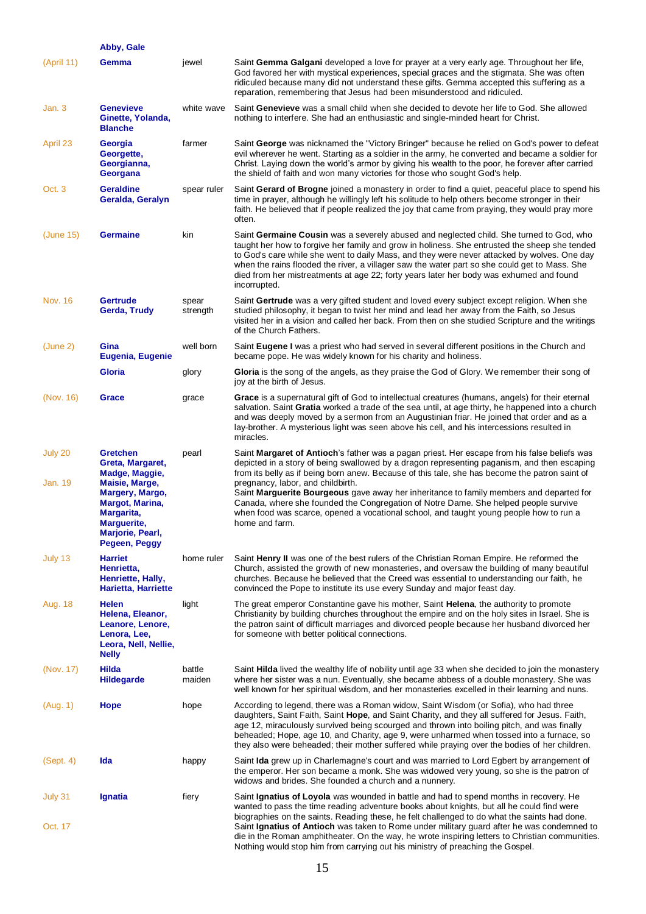| | | | |
|---|---|---|---|
| | **Abby, Gale** | | |
| (April 11) | **Gemma** | jewel | Saint **Gemma Galgani** developed a love for prayer at a very early age. Throughout her life, God favored her with mystical experiences, special graces and the stigmata. She was often ridiculed because many did not understand these gifts. Gemma accepted this suffering as a reparation, remembering that Jesus had been misunderstood and ridiculed. |
| Jan. 3 | **Genevieve Ginette, Yolanda, Blanche** | white wave | Saint **Genevieve** was a small child when she decided to devote her life to God. She allowed nothing to interfere. She had an enthusiastic and single-minded heart for Christ. |
| April 23 | **Georgia Georgette, Georgianna, Georgana** | farmer | Saint **George** was nicknamed the "Victory Bringer" because he relied on God's power to defeat evil wherever he went. Starting as a soldier in the army, he converted and became a soldier for Christ. Laying down the world's armor by giving his wealth to the poor, he forever after carried the shield of faith and won many victories for those who sought God's help. |
| Oct. 3 | **Geraldine Geralda, Geralyn** | spear ruler | Saint **Gerard of Brogne** joined a monastery in order to find a quiet, peaceful place to spend his time in prayer, although he willingly left his solitude to help others become stronger in their faith. He believed that if people realized the joy that came from praying, they would pray more often. |
| (June 15) | **Germaine** | kin | Saint **Germaine Cousin** was a severely abused and neglected child. She turned to God, who taught her how to forgive her family and grow in holiness. She entrusted the sheep she tended to God's care while she went to daily Mass, and they were never attacked by wolves. One day when the rains flooded the river, a villager saw the water part so she could get to Mass. She died from her mistreatments at age 22; forty years later her body was exhumed and found incorrupted. |
| Nov. 16 | **Gertrude Gerda, Trudy** | spear strength | Saint **Gertrude** was a very gifted student and loved every subject except religion. When she studied philosophy, it began to twist her mind and lead her away from the Faith, so Jesus visited her in a vision and called her back. From then on she studied Scripture and the writings of the Church Fathers. |
| (June 2) | **Gina Eugenia, Eugenie** | well born | Saint **Eugene I** was a priest who had served in several different positions in the Church and became pope. He was widely known for his charity and holiness. |
| | **Gloria** | glory | **Gloria** is the song of the angels, as they praise the God of Glory. We remember their song of joy at the birth of Jesus. |
| (Nov. 16) | **Grace** | grace | **Grace** is a supernatural gift of God to intellectual creatures (humans, angels) for their eternal salvation. Saint **Gratia** worked a trade of the sea until, at age thirty, he happened into a church and was deeply moved by a sermon from an Augustinian friar. He joined that order and as a lay-brother. A mysterious light was seen above his cell, and his intercessions resulted in miracles. |
| July 20<br><br>Jan. 19 | **Gretchen Greta, Margaret, Madge, Maggie, Maisie, Marge, Margery, Margo, Margot, Marina, Margarita, Marguerite, Marjorie, Pearl, Pegeen, Peggy** | pearl | Saint **Margaret of Antioch**'s father was a pagan priest. Her escape from his false beliefs was depicted in a story of being swallowed by a dragon representing paganism, and then escaping from its belly as if being born anew. Because of this tale, she has become the patron saint of pregnancy, labor, and childbirth.<br>Saint **Marguerite Bourgeous** gave away her inheritance to family members and departed for Canada, where she founded the Congregation of Notre Dame. She helped people survive when food was scarce, opened a vocational school, and taught young people how to run a home and farm. |
| July 13 | **Harriet Henrietta, Henriette, Hally, Harietta, Harriette** | home ruler | Saint **Henry II** was one of the best rulers of the Christian Roman Empire. He reformed the Church, assisted the growth of new monasteries, and oversaw the building of many beautiful churches. Because he believed that the Creed was essential to understanding our faith, he convinced the Pope to institute its use every Sunday and major feast day. |
| Aug. 18 | **Helen Helena, Eleanor, Leanore, Lenore, Lenora, Lee, Leora, Nell, Nellie, Nelly** | light | The great emperor Constantine gave his mother, Saint **Helena**, the authority to promote Christianity by building churches throughout the empire and on the holy sites in Israel. She is the patron saint of difficult marriages and divorced people because her husband divorced her for someone with better political connections. |
| (Nov. 17) | **Hilda Hildegarde** | battle maiden | Saint **Hilda** lived the wealthy life of nobility until age 33 when she decided to join the monastery where her sister was a nun. Eventually, she became abbess of a double monastery. She was well known for her spiritual wisdom, and her monasteries excelled in their learning and nuns. |
| (Aug. 1) | **Hope** | hope | According to legend, there was a Roman widow, Saint Wisdom (or Sofia), who had three daughters, Saint Faith, Saint **Hope**, and Saint Charity, and they all suffered for Jesus. Faith, age 12, miraculously survived being scourged and thrown into boiling pitch, and was finally beheaded; Hope, age 10, and Charity, age 9, were unharmed when tossed into a furnace, so they also were beheaded; their mother suffered while praying over the bodies of her children. |
| (Sept. 4) | **Ida** | happy | Saint **Ida** grew up in Charlemagne's court and was married to Lord Egbert by arrangement of the emperor. Her son became a monk. She was widowed very young, so she is the patron of widows and brides. She founded a church and a nunnery. |
| July 31<br><br>Oct. 17 | **Ignatia** | fiery | Saint **Ignatius of Loyola** was wounded in battle and had to spend months in recovery. He wanted to pass the time reading adventure books about knights, but all he could find were biographies on the saints. Reading these, he felt challenged to do what the saints had done.<br>Saint **Ignatius of Antioch** was taken to Rome under military guard after he was condemned to die in the Roman amphitheater. On the way, he wrote inspiring letters to Christian communities. Nothing would stop him from carrying out his ministry of preaching the Gospel. |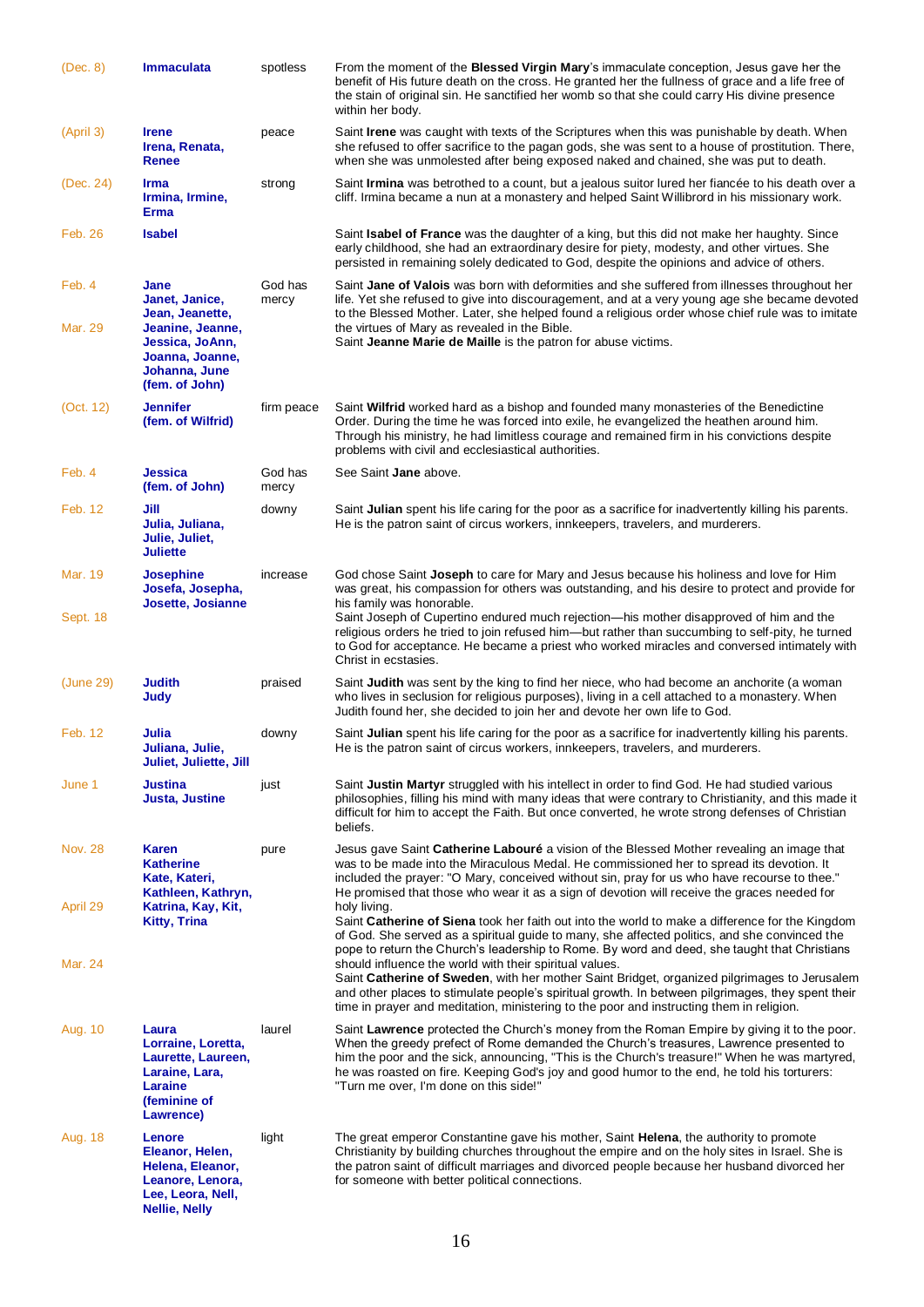| | | | |
|---|---|---|---|
| (Dec. 8) | **Immaculata** | spotless | From the moment of the **Blessed Virgin Mary**'s immaculate conception, Jesus gave her the benefit of His future death on the cross. He granted her the fullness of grace and a life free of the stain of original sin. He sanctified her womb so that she could carry His divine presence within her body. |
| (April 3) | **Irene**<br>**Irena, Renata, Renee** | peace | Saint **Irene** was caught with texts of the Scriptures when this was punishable by death. When she refused to offer sacrifice to the pagan gods, she was sent to a house of prostitution. There, when she was unmolested after being exposed naked and chained, she was put to death. |
| (Dec. 24) | **Irma**<br>**Irmina, Irmine, Erma** | strong | Saint **Irmina** was betrothed to a count, but a jealous suitor lured her fiancée to his death over a cliff. Irmina became a nun at a monastery and helped Saint Willibrord in his missionary work. |
| Feb. 26 | **Isabel** | | Saint **Isabel of France** was the daughter of a king, but this did not make her haughty. Since early childhood, she had an extraordinary desire for piety, modesty, and other virtues. She persisted in remaining solely dedicated to God, despite the opinions and advice of others. |
| Feb. 4<br><br>Mar. 29 | **Jane**<br>**Janet, Janice, Jean, Jeanette, Jeanine, Jeanne, Jessica, JoAnn, Joanna, Joanne, Johanna, June (fem. of John)** | God has mercy | Saint **Jane of Valois** was born with deformities and she suffered from illnesses throughout her life. Yet she refused to give into discouragement, and at a very young age she became devoted to the Blessed Mother. Later, she helped found a religious order whose chief rule was to imitate the virtues of Mary as revealed in the Bible.<br>Saint **Jeanne Marie de Maille** is the patron for abuse victims. |
| (Oct. 12) | **Jennifer (fem. of Wilfrid)** | firm peace | Saint **Wilfrid** worked hard as a bishop and founded many monasteries of the Benedictine Order. During the time he was forced into exile, he evangelized the heathen around him. Through his ministry, he had limitless courage and remained firm in his convictions despite problems with civil and ecclesiastical authorities. |
| Feb. 4 | **Jessica (fem. of John)** | God has mercy | See Saint **Jane** above. |
| Feb. 12 | **Jill**<br>**Julia, Juliana, Julie, Juliet, Juliette** | downy | Saint **Julian** spent his life caring for the poor as a sacrifice for inadvertently killing his parents. He is the patron saint of circus workers, innkeepers, travelers, and murderers. |
| Mar. 19<br><br>Sept. 18 | **Josephine**<br>**Josefa, Josepha, Josette, Josianne** | increase | God chose Saint **Joseph** to care for Mary and Jesus because his holiness and love for Him was great, his compassion for others was outstanding, and his desire to protect and provide for his family was honorable.<br>Saint Joseph of Cupertino endured much rejection—his mother disapproved of him and the religious orders he tried to join refused him—but rather than succumbing to self-pity, he turned to God for acceptance. He became a priest who worked miracles and conversed intimately with Christ in ecstasies. |
| (June 29) | **Judith**<br>**Judy** | praised | Saint **Judith** was sent by the king to find her niece, who had become an anchorite (a woman who lives in seclusion for religious purposes), living in a cell attached to a monastery. When Judith found her, she decided to join her and devote her own life to God. |
| Feb. 12 | **Julia**<br>**Juliana, Julie, Juliet, Juliette, Jill** | downy | Saint **Julian** spent his life caring for the poor as a sacrifice for inadvertently killing his parents. He is the patron saint of circus workers, innkeepers, travelers, and murderers. |
| June 1 | **Justina**<br>**Justa, Justine** | just | Saint **Justin Martyr** struggled with his intellect in order to find God. He had studied various philosophies, filling his mind with many ideas that were contrary to Christianity, and this made it difficult for him to accept the Faith. But once converted, he wrote strong defenses of Christian beliefs. |
| Nov. 28<br><br>April 29<br><br>Mar. 24 | **Karen**<br>**Katherine**<br>**Kate, Kateri, Kathleen, Kathryn, Katrina, Kay, Kit, Kitty, Trina** | pure | Jesus gave Saint **Catherine Labouré** a vision of the Blessed Mother revealing an image that was to be made into the Miraculous Medal. He commissioned her to spread its devotion. It included the prayer: "O Mary, conceived without sin, pray for us who have recourse to thee." He promised that those who wear it as a sign of devotion will receive the graces needed for holy living.<br>Saint **Catherine of Siena** took her faith out into the world to make a difference for the Kingdom of God. She served as a spiritual guide to many, she affected politics, and she convinced the pope to return the Church's leadership to Rome. By word and deed, she taught that Christians should influence the world with their spiritual values.<br>Saint **Catherine of Sweden**, with her mother Saint Bridget, organized pilgrimages to Jerusalem and other places to stimulate people's spiritual growth. In between pilgrimages, they spent their time in prayer and meditation, ministering to the poor and instructing them in religion. |
| Aug. 10 | **Laura**<br>**Lorraine, Loretta, Laurette, Laureen, Laraine, Lara, Laraine (feminine of Lawrence)** | laurel | Saint **Lawrence** protected the Church's money from the Roman Empire by giving it to the poor. When the greedy prefect of Rome demanded the Church's treasures, Lawrence presented to him the poor and the sick, announcing, "This is the Church's treasure!" When he was martyred, he was roasted on fire. Keeping God's joy and good humor to the end, he told his torturers: "Turn me over, I'm done on this side!" |
| Aug. 18 | **Lenore**<br>**Eleanor, Helen, Helena, Eleanor, Leanore, Lenora, Lee, Leora, Nell, Nellie, Nelly** | light | The great emperor Constantine gave his mother, Saint **Helena**, the authority to promote Christianity by building churches throughout the empire and on the holy sites in Israel. She is the patron saint of difficult marriages and divorced people because her husband divorced her for someone with better political connections. |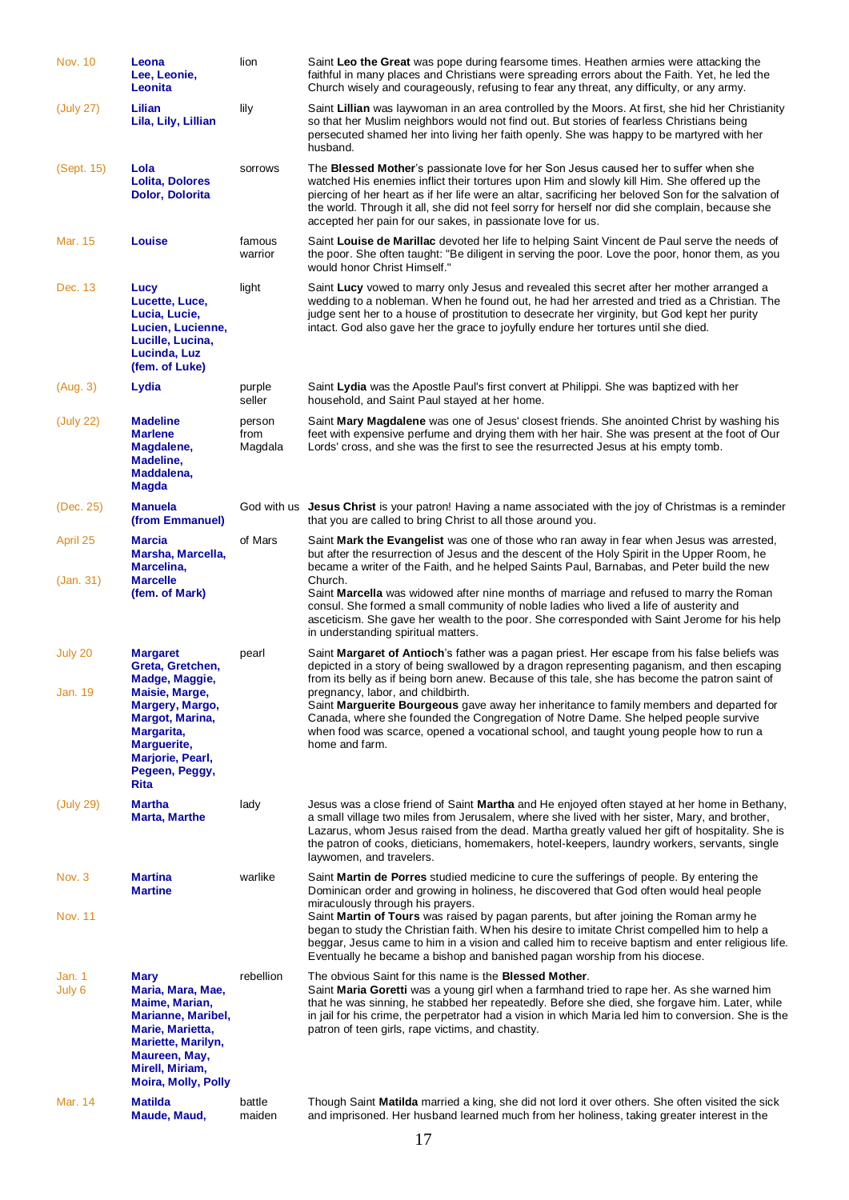| | | | |
|---|---|---|---|
| Nov. 10 | **Leona**<br>**Lee, Leonie, Leonita** | lion | Saint **Leo the Great** was pope during fearsome times. Heathen armies were attacking the faithful in many places and Christians were spreading errors about the Faith. Yet, he led the Church wisely and courageously, refusing to fear any threat, any difficulty, or any army. |
| (July 27) | **Lilian**<br>**Lila, Lily, Lillian** | lily | Saint **Lillian** was laywoman in an area controlled by the Moors. At first, she hid her Christianity so that her Muslim neighbors would not find out. But stories of fearless Christians being persecuted shamed her into living her faith openly. She was happy to be martyred with her husband. |
| (Sept. 15) | **Lola**<br>**Lolita, Dolores**<br>**Dolor, Dolorita** | sorrows | The **Blessed Mother**'s passionate love for her Son Jesus caused her to suffer when she watched His enemies inflict their tortures upon Him and slowly kill Him. She offered up the piercing of her heart as if her life were an altar, sacrificing her beloved Son for the salvation of the world. Through it all, she did not feel sorry for herself nor did she complain, because she accepted her pain for our sakes, in passionate love for us. |
| Mar. 15 | **Louise** | famous warrior | Saint **Louise de Marillac** devoted her life to helping Saint Vincent de Paul serve the needs of the poor. She often taught: "Be diligent in serving the poor. Love the poor, honor them, as you would honor Christ Himself." |
| Dec. 13 | **Lucy**<br>**Lucette, Luce, Lucia, Lucie, Lucien, Lucienne, Lucille, Lucina, Lucinda, Luz (fem. of Luke)** | light | Saint **Lucy** vowed to marry only Jesus and revealed this secret after her mother arranged a wedding to a nobleman. When he found out, he had her arrested and tried as a Christian. The judge sent her to a house of prostitution to desecrate her virginity, but God kept her purity intact. God also gave her the grace to joyfully endure her tortures until she died. |
| (Aug. 3) | **Lydia** | purple seller | Saint **Lydia** was the Apostle Paul's first convert at Philippi. She was baptized with her household, and Saint Paul stayed at her home. |
| (July 22) | **Madeline**<br>**Marlene**<br>**Magdalene, Madeline, Maddalena, Magda** | person from Magdala | Saint **Mary Magdalene** was one of Jesus' closest friends. She anointed Christ by washing his feet with expensive perfume and drying them with her hair. She was present at the foot of Our Lords' cross, and she was the first to see the resurrected Jesus at his empty tomb. |
| (Dec. 25) | **Manuela**<br>**(from Emmanuel)** | God with us | **Jesus Christ** is your patron! Having a name associated with the joy of Christmas is a reminder that you are called to bring Christ to all those around you. |
| April 25<br><br>(Jan. 31) | **Marcia**<br>**Marsha, Marcella, Marcelina, Marcelle (fem. of Mark)** | of Mars | Saint **Mark the Evangelist** was one of those who ran away in fear when Jesus was arrested, but after the resurrection of Jesus and the descent of the Holy Spirit in the Upper Room, he became a writer of the Faith, and he helped Saints Paul, Barnabas, and Peter build the new Church.<br>Saint **Marcella** was widowed after nine months of marriage and refused to marry the Roman consul. She formed a small community of noble ladies who lived a life of austerity and asceticism. She gave her wealth to the poor. She corresponded with Saint Jerome for his help in understanding spiritual matters. |
| July 20<br><br>Jan. 19 | **Margaret**<br>**Greta, Gretchen, Madge, Maggie, Maisie, Marge, Margery, Margo, Margot, Marina, Margarita, Marguerite, Marjorie, Pearl, Pegeen, Peggy, Rita** | pearl | Saint **Margaret of Antioch**'s father was a pagan priest. Her escape from his false beliefs was depicted in a story of being swallowed by a dragon representing paganism, and then escaping from its belly as if being born anew. Because of this tale, she has become the patron saint of pregnancy, labor, and childbirth.<br>Saint **Marguerite Bourgeous** gave away her inheritance to family members and departed for Canada, where she founded the Congregation of Notre Dame. She helped people survive when food was scarce, opened a vocational school, and taught young people how to run a home and farm. |
| (July 29) | **Martha**<br>**Marta, Marthe** | lady | Jesus was a close friend of Saint **Martha** and He enjoyed often stayed at her home in Bethany, a small village two miles from Jerusalem, where she lived with her sister, Mary, and brother, Lazarus, whom Jesus raised from the dead. Martha greatly valued her gift of hospitality. She is the patron of cooks, dieticians, homemakers, hotel-keepers, laundry workers, servants, single laywomen, and travelers. |
| Nov. 3<br><br>Nov. 11 | **Martina**<br>**Martine** | warlike | Saint **Martin de Porres** studied medicine to cure the sufferings of people. By entering the Dominican order and growing in holiness, he discovered that God often would heal people miraculously through his prayers.<br>Saint **Martin of Tours** was raised by pagan parents, but after joining the Roman army he began to study the Christian faith. When his desire to imitate Christ compelled him to help a beggar, Jesus came to him in a vision and called him to receive baptism and enter religious life. Eventually he became a bishop and banished pagan worship from his diocese. |
| Jan. 1<br>July 6 | **Mary**<br>**Maria, Mara, Mae, Maime, Marian, Marianne, Maribel, Marie, Marietta, Mariette, Marilyn, Maureen, May, Mirell, Miriam, Moira, Molly, Polly** | rebellion | The obvious Saint for this name is the **Blessed Mother**.<br>Saint **Maria Goretti** was a young girl when a farmhand tried to rape her. As she warned him that he was sinning, he stabbed her repeatedly. Before she died, she forgave him. Later, while in jail for his crime, the perpetrator had a vision in which Maria led him to conversion. She is the patron of teen girls, rape victims, and chastity. |
| Mar. 14 | **Matilda**<br>**Maude, Maud,** | battle maiden | Though Saint **Matilda** married a king, she did not lord it over others. She often visited the sick and imprisoned. Her husband learned much from her holiness, taking greater interest in the |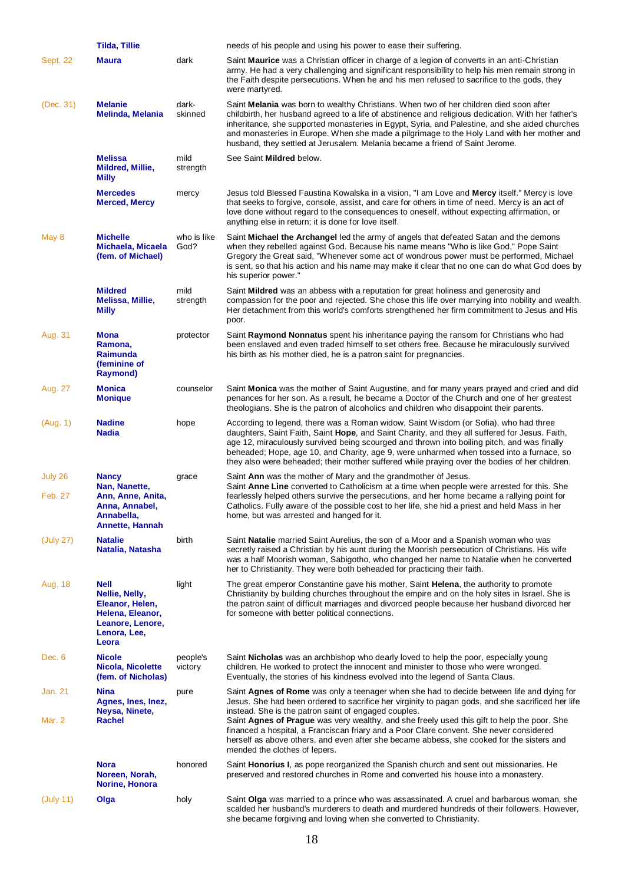| | | | |
|---|---|---|---|
| | **Tilda, Tillie** | | needs of his people and using his power to ease their suffering. |
| Sept. 22 | **Maura** | dark | Saint **Maurice** was a Christian officer in charge of a legion of converts in an anti-Christian army. He had a very challenging and significant responsibility to help his men remain strong in the Faith despite persecutions. When he and his men refused to sacrifice to the gods, they were martyred. |
| (Dec. 31) | **Melanie** **Melinda, Melania** | dark-skinned | Saint **Melania** was born to wealthy Christians. When two of her children died soon after childbirth, her husband agreed to a life of abstinence and religious dedication. With her father's inheritance, she supported monasteries in Egypt, Syria, and Palestine, and she aided churches and monasteries in Europe. When she made a pilgrimage to the Holy Land with her mother and husband, they settled at Jerusalem. Melania became a friend of Saint Jerome. |
| | **Melissa** **Mildred, Millie, Milly** | mild strength | See Saint **Mildred** below. |
| | **Mercedes** **Merced, Mercy** | mercy | Jesus told Blessed Faustina Kowalska in a vision, "I am Love and **Mercy** itself." Mercy is love that seeks to forgive, console, assist, and care for others in time of need. Mercy is an act of love done without regard to the consequences to oneself, without expecting affirmation, or anything else in return; it is done for love itself. |
| May 8 | **Michelle** **Michaela, Micaela (fem. of Michael)** | who is like God? | Saint **Michael the Archangel** led the army of angels that defeated Satan and the demons when they rebelled against God. Because his name means "Who is like God," Pope Saint Gregory the Great said, "Whenever some act of wondrous power must be performed, Michael is sent, so that his action and his name may make it clear that no one can do what God does by his superior power." |
| | **Mildred** **Melissa, Millie, Milly** | mild strength | Saint **Mildred** was an abbess with a reputation for great holiness and generosity and compassion for the poor and rejected. She chose this life over marrying into nobility and wealth. Her detachment from this world's comforts strengthened her firm commitment to Jesus and His poor. |
| Aug. 31 | **Mona** **Ramona, Raimunda (feminine of Raymond)** | protector | Saint **Raymond Nonnatus** spent his inheritance paying the ransom for Christians who had been enslaved and even traded himself to set others free. Because he miraculously survived his birth as his mother died, he is a patron saint for pregnancies. |
| Aug. 27 | **Monica** **Monique** | counselor | Saint **Monica** was the mother of Saint Augustine, and for many years prayed and cried and did penances for her son. As a result, he became a Doctor of the Church and one of her greatest theologians. She is the patron of alcoholics and children who disappoint their parents. |
| (Aug. 1) | **Nadine** **Nadia** | hope | According to legend, there was a Roman widow, Saint Wisdom (or Sofia), who had three daughters, Saint Faith, Saint **Hope**, and Saint Charity, and they all suffered for Jesus. Faith, age 12, miraculously survived being scourged and thrown into boiling pitch, and was finally beheaded; Hope, age 10, and Charity, age 9, were unharmed when tossed into a furnace, so they also were beheaded; their mother suffered while praying over the bodies of her children. |
| July 26<br><br>Feb. 27 | **Nancy** **Nan, Nanette, Ann, Anne, Anita, Anna, Annabel, Annabella, Annette, Hannah** | grace | Saint **Ann** was the mother of Mary and the grandmother of Jesus.<br>Saint **Anne Line** converted to Catholicism at a time when people were arrested for this. She fearlessly helped others survive the persecutions, and her home became a rallying point for Catholics. Fully aware of the possible cost to her life, she hid a priest and held Mass in her home, but was arrested and hanged for it. |
| (July 27) | **Natalie** **Natalia, Natasha** | birth | Saint **Natalie** married Saint Aurelius, the son of a Moor and a Spanish woman who was secretly raised a Christian by his aunt during the Moorish persecution of Christians. His wife was a half Moorish woman, Sabigotho, who changed her name to Natalie when he converted her to Christianity. They were both beheaded for practicing their faith. |
| Aug. 18 | **Nell** **Nellie, Nelly, Eleanor, Helen, Helena, Eleanor, Leanore, Lenore, Lenora, Lee, Leora** | light | The great emperor Constantine gave his mother, Saint **Helena**, the authority to promote Christianity by building churches throughout the empire and on the holy sites in Israel. She is the patron saint of difficult marriages and divorced people because her husband divorced her for someone with better political connections. |
| Dec. 6 | **Nicole** **Nicola, Nicolette (fem. of Nicholas)** | people's victory | Saint **Nicholas** was an archbishop who dearly loved to help the poor, especially young children. He worked to protect the innocent and minister to those who were wronged. Eventually, the stories of his kindness evolved into the legend of Santa Claus. |
| Jan. 21<br><br>Mar. 2 | **Nina** **Agnes, Ines, Inez, Neysa, Ninete, Rachel** | pure | Saint **Agnes of Rome** was only a teenager when she had to decide between life and dying for Jesus. She had been ordered to sacrifice her virginity to pagan gods, and she sacrificed her life instead. She is the patron saint of engaged couples.<br>Saint **Agnes of Prague** was very wealthy, and she freely used this gift to help the poor. She financed a hospital, a Franciscan friary and a Poor Clare convent. She never considered herself as above others, and even after she became abbess, she cooked for the sisters and mended the clothes of lepers. |
| | **Nora** **Noreen, Norah, Norine, Honora** | honored | Saint **Honorius I**, as pope reorganized the Spanish church and sent out missionaries. He preserved and restored churches in Rome and converted his house into a monastery. |
| (July 11) | **Olga** | holy | Saint **Olga** was married to a prince who was assassinated. A cruel and barbarous woman, she scalded her husband's murderers to death and murdered hundreds of their followers. However, she became forgiving and loving when she converted to Christianity. |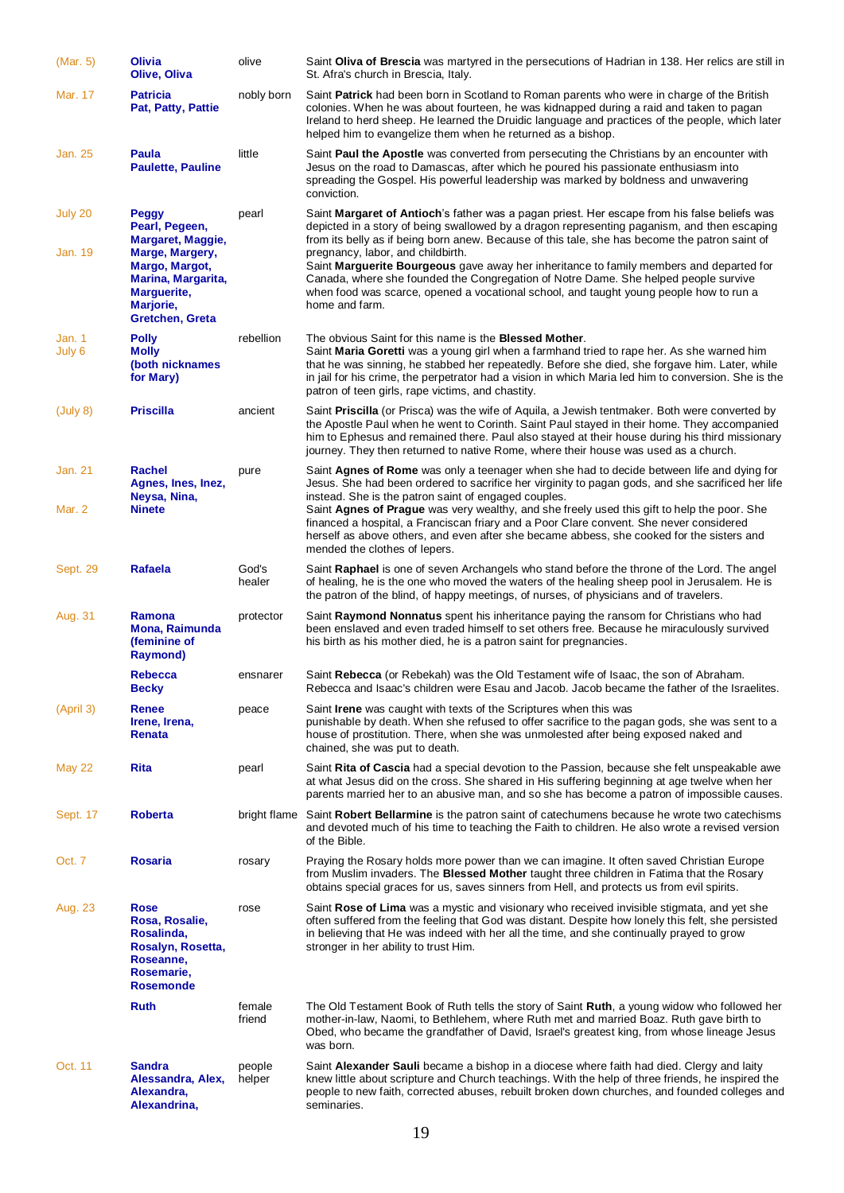| | | | |
|---|---|---|---|
| (Mar. 5) | **Olivia**<br>**Olive, Oliva** | olive | Saint **Oliva of Brescia** was martyred in the persecutions of Hadrian in 138. Her relics are still in St. Afra's church in Brescia, Italy. |
| Mar. 17 | **Patricia**<br>**Pat, Patty, Pattie** | nobly born | Saint **Patrick** had been born in Scotland to Roman parents who were in charge of the British colonies. When he was about fourteen, he was kidnapped during a raid and taken to pagan Ireland to herd sheep. He learned the Druidic language and practices of the people, which later helped him to evangelize them when he returned as a bishop. |
| Jan. 25 | **Paula**<br>**Paulette, Pauline** | little | Saint **Paul the Apostle** was converted from persecuting the Christians by an encounter with Jesus on the road to Damascas, after which he poured his passionate enthusiasm into spreading the Gospel. His powerful leadership was marked by boldness and unwavering conviction. |
| July 20<br><br>Jan. 19 | **Peggy**<br>**Pearl, Pegeen, Margaret, Maggie, Marge, Margery, Margo, Margot, Marina, Margarita, Marguerite, Marjorie, Gretchen, Greta** | pearl | Saint **Margaret of Antioch**'s father was a pagan priest. Her escape from his false beliefs was depicted in a story of being swallowed by a dragon representing paganism, and then escaping from its belly as if being born anew. Because of this tale, she has become the patron saint of pregnancy, labor, and childbirth.<br>Saint **Marguerite Bourgeous** gave away her inheritance to family members and departed for Canada, where she founded the Congregation of Notre Dame. She helped people survive when food was scarce, opened a vocational school, and taught young people how to run a home and farm. |
| Jan. 1<br>July 6 | **Polly**<br>**Molly**<br>**(both nicknames for Mary)** | rebellion | The obvious Saint for this name is the **Blessed Mother**.<br>Saint **Maria Goretti** was a young girl when a farmhand tried to rape her. As she warned him that he was sinning, he stabbed her repeatedly. Before she died, she forgave him. Later, while in jail for his crime, the perpetrator had a vision in which Maria led him to conversion. She is the patron of teen girls, rape victims, and chastity. |
| (July 8) | **Priscilla** | ancient | Saint **Priscilla** (or Prisca) was the wife of Aquila, a Jewish tentmaker. Both were converted by the Apostle Paul when he went to Corinth. Saint Paul stayed in their home. They accompanied him to Ephesus and remained there. Paul also stayed at their house during his third missionary journey. They then returned to native Rome, where their house was used as a church. |
| Jan. 21<br><br>Mar. 2 | **Rachel**<br>**Agnes, Ines, Inez, Neysa, Nina, Ninete** | pure | Saint **Agnes of Rome** was only a teenager when she had to decide between life and dying for Jesus. She had been ordered to sacrifice her virginity to pagan gods, and she sacrificed her life instead. She is the patron saint of engaged couples.<br>Saint **Agnes of Prague** was very wealthy, and she freely used this gift to help the poor. She financed a hospital, a Franciscan friary and a Poor Clare convent. She never considered herself as above others, and even after she became abbess, she cooked for the sisters and mended the clothes of lepers. |
| Sept. 29 | **Rafaela** | God's healer | Saint **Raphael** is one of seven Archangels who stand before the throne of the Lord. The angel of healing, he is the one who moved the waters of the healing sheep pool in Jerusalem. He is the patron of the blind, of happy meetings, of nurses, of physicians and of travelers. |
| Aug. 31 | **Ramona**<br>**Mona, Raimunda (feminine of Raymond)** | protector | Saint **Raymond Nonnatus** spent his inheritance paying the ransom for Christians who had been enslaved and even traded himself to set others free. Because he miraculously survived his birth as his mother died, he is a patron saint for pregnancies. |
| | **Rebecca**<br>**Becky** | ensnarer | Saint **Rebecca** (or Rebekah) was the Old Testament wife of Isaac, the son of Abraham. Rebecca and Isaac's children were Esau and Jacob. Jacob became the father of the Israelites. |
| (April 3) | **Renee**<br>**Irene, Irena, Renata** | peace | Saint **Irene** was caught with texts of the Scriptures when this was punishable by death. When she refused to offer sacrifice to the pagan gods, she was sent to a house of prostitution. There, when she was unmolested after being exposed naked and chained, she was put to death. |
| May 22 | **Rita** | pearl | Saint **Rita of Cascia** had a special devotion to the Passion, because she felt unspeakable awe at what Jesus did on the cross. She shared in His suffering beginning at age twelve when her parents married her to an abusive man, and so she has become a patron of impossible causes. |
| Sept. 17 | **Roberta** | bright flame | Saint **Robert Bellarmine** is the patron saint of catechumens because he wrote two catechisms and devoted much of his time to teaching the Faith to children. He also wrote a revised version of the Bible. |
| Oct. 7 | **Rosaria** | rosary | Praying the Rosary holds more power than we can imagine. It often saved Christian Europe from Muslim invaders. The **Blessed Mother** taught three children in Fatima that the Rosary obtains special graces for us, saves sinners from Hell, and protects us from evil spirits. |
| Aug. 23 | **Rose**<br>**Rosa, Rosalie, Rosalinda, Rosalyn, Rosetta, Roseanne, Rosemarie, Rosemonde** | rose | Saint **Rose of Lima** was a mystic and visionary who received invisible stigmata, and yet she often suffered from the feeling that God was distant. Despite how lonely this felt, she persisted in believing that He was indeed with her all the time, and she continually prayed to grow stronger in her ability to trust Him. |
| | **Ruth** | female friend | The Old Testament Book of Ruth tells the story of Saint **Ruth**, a young widow who followed her mother-in-law, Naomi, to Bethlehem, where Ruth met and married Boaz. Ruth gave birth to Obed, who became the grandfather of David, Israel's greatest king, from whose lineage Jesus was born. |
| Oct. 11 | **Sandra**<br>**Alessandra, Alex, Alexandra, Alexandrina,** | people helper | Saint **Alexander Sauli** became a bishop in a diocese where faith had died. Clergy and laity knew little about scripture and Church teachings. With the help of three friends, he inspired the people to new faith, corrected abuses, rebuilt broken down churches, and founded colleges and seminaries. |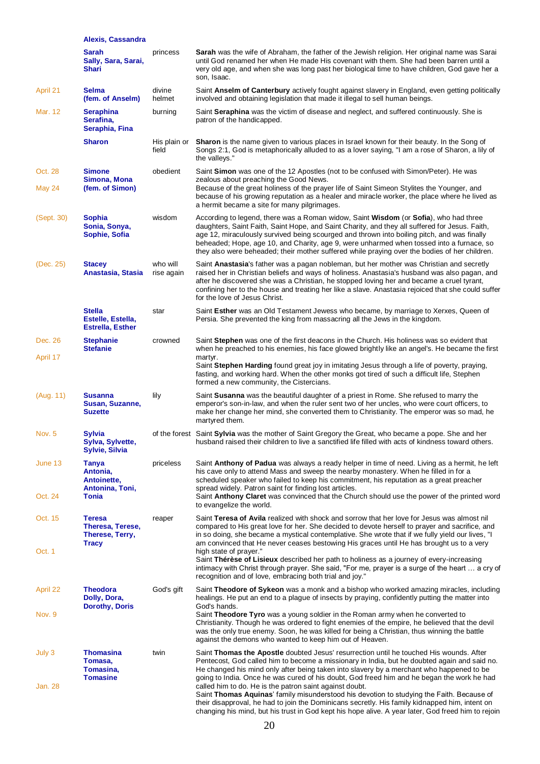| | | | |
|---|---|---|---|
| | **Alexis, Cassandra** | | |
| | **Sarah**<br>**Sally, Sara, Sarai, Shari** | princess | **Sarah** was the wife of Abraham, the father of the Jewish religion. Her original name was Sarai until God renamed her when He made His covenant with them. She had been barren until a very old age, and when she was long past her biological time to have children, God gave her a son, Isaac. |
| April 21 | **Selma**<br>**(fem. of Anselm)** | divine helmet | Saint **Anselm of Canterbury** actively fought against slavery in England, even getting politically involved and obtaining legislation that made it illegal to sell human beings. |
| Mar. 12 | **Seraphina**<br>**Serafina, Seraphia, Fina** | burning | Saint **Seraphina** was the victim of disease and neglect, and suffered continuously. She is patron of the handicapped. |
| | **Sharon** | His plain or field | **Sharon** is the name given to various places in Israel known for their beauty. In the Song of Songs 2:1, God is metaphorically alluded to as a lover saying, "I am a rose of Sharon, a lily of the valleys." |
| Oct. 28<br><br>May 24 | **Simone**<br>**Simona, Mona**<br>**(fem. of Simon)** | obedient | Saint **Simon** was one of the 12 Apostles (not to be confused with Simon/Peter). He was zealous about preaching the Good News.<br>Because of the great holiness of the prayer life of Saint Simeon Stylites the Younger, and because of his growing reputation as a healer and miracle worker, the place where he lived as a hermit became a site for many pilgrimages. |
| (Sept. 30) | **Sophia**<br>**Sonia, Sonya, Sophie, Sofia** | wisdom | According to legend, there was a Roman widow, Saint **Wisdom** (or **Sofia**), who had three daughters, Saint Faith, Saint Hope, and Saint Charity, and they all suffered for Jesus. Faith, age 12, miraculously survived being scourged and thrown into boiling pitch, and was finally beheaded; Hope, age 10, and Charity, age 9, were unharmed when tossed into a furnace, so they also were beheaded; their mother suffered while praying over the bodies of her children. |
| (Dec. 25) | **Stacey**<br>**Anastasia, Stasia** | who will rise again | Saint **Anastasia**'s father was a pagan nobleman, but her mother was Christian and secretly raised her in Christian beliefs and ways of holiness. Anastasia's husband was also pagan, and after he discovered she was a Christian, he stopped loving her and became a cruel tyrant, confining her to the house and treating her like a slave. Anastasia rejoiced that she could suffer for the love of Jesus Christ. |
| | **Stella**<br>**Estelle, Estella, Estrella, Esther** | star | Saint **Esther** was an Old Testament Jewess who became, by marriage to Xerxes, Queen of Persia. She prevented the king from massacring all the Jews in the kingdom. |
| Dec. 26<br><br>April 17 | **Stephanie**<br>**Stefanie** | crowned | Saint **Stephen** was one of the first deacons in the Church. His holiness was so evident that when he preached to his enemies, his face glowed brightly like an angel's. He became the first martyr.<br>Saint **Stephen Harding** found great joy in imitating Jesus through a life of poverty, praying, fasting, and working hard. When the other monks got tired of such a difficult life, Stephen formed a new community, the Cistercians. |
| (Aug. 11) | **Susanna**<br>**Susan, Suzanne, Suzette** | lily | Saint **Susanna** was the beautiful daughter of a priest in Rome. She refused to marry the emperor's son-in-law, and when the ruler sent two of her uncles, who were court officers, to make her change her mind, she converted them to Christianity. The emperor was so mad, he martyred them. |
| Nov. 5 | **Sylvia**<br>**Sylva, Sylvette, Sylvie, Silvia** | of the forest | Saint **Sylvia** was the mother of Saint Gregory the Great, who became a pope. She and her husband raised their children to live a sanctified life filled with acts of kindness toward others. |
| June 13<br><br>Oct. 24 | **Tanya**<br>**Antonia, Antoinette, Antonina, Toni, Tonia** | priceless | Saint **Anthony of Padua** was always a ready helper in time of need. Living as a hermit, he left his cave only to attend Mass and sweep the nearby monastery. When he filled in for a scheduled speaker who failed to keep his commitment, his reputation as a great preacher spread widely. Patron saint for finding lost articles.<br>Saint **Anthony Claret** was convinced that the Church should use the power of the printed word to evangelize the world. |
| Oct. 15<br><br>Oct. 1 | **Teresa**<br>**Theresa, Terese, Therese, Terry, Tracy** | reaper | Saint **Teresa of Avila** realized with shock and sorrow that her love for Jesus was almost nil compared to His great love for her. She decided to devote herself to prayer and sacrifice, and in so doing, she became a mystical contemplative. She wrote that if we fully yield our lives, "I am convinced that He never ceases bestowing His graces until He has brought us to a very high state of prayer."<br>Saint **Thérèse of Lisieux** described her path to holiness as a journey of every-increasing intimacy with Christ through prayer. She said, "For me, prayer is a surge of the heart … a cry of recognition and of love, embracing both trial and joy." |
| April 22<br><br>Nov. 9 | **Theodora**<br>**Dolly, Dora, Dorothy, Doris** | God's gift | Saint **Theodore of Sykeon** was a monk and a bishop who worked amazing miracles, including healings. He put an end to a plague of insects by praying, confidently putting the matter into God's hands.<br>Saint **Theodore Tyro** was a young soldier in the Roman army when he converted to Christianity. Though he was ordered to fight enemies of the empire, he believed that the devil was the only true enemy. Soon, he was killed for being a Christian, thus winning the battle against the demons who wanted to keep him out of Heaven. |
| July 3<br><br>Jan. 28 | **Thomasina**<br>**Tomasa, Tomasina, Tomasine** | twin | Saint **Thomas the Apostle** doubted Jesus' resurrection until he touched His wounds. After Pentecost, God called him to become a missionary in India, but he doubted again and said no. He changed his mind only after being taken into slavery by a merchant who happened to be going to India. Once he was cured of his doubt, God freed him and he began the work he had called him to do. He is the patron saint against doubt.<br>Saint **Thomas Aquinas**' family misunderstood his devotion to studying the Faith. Because of their disapproval, he had to join the Dominicans secretly. His family kidnapped him, intent on changing his mind, but his trust in God kept his hope alive. A year later, God freed him to rejoin |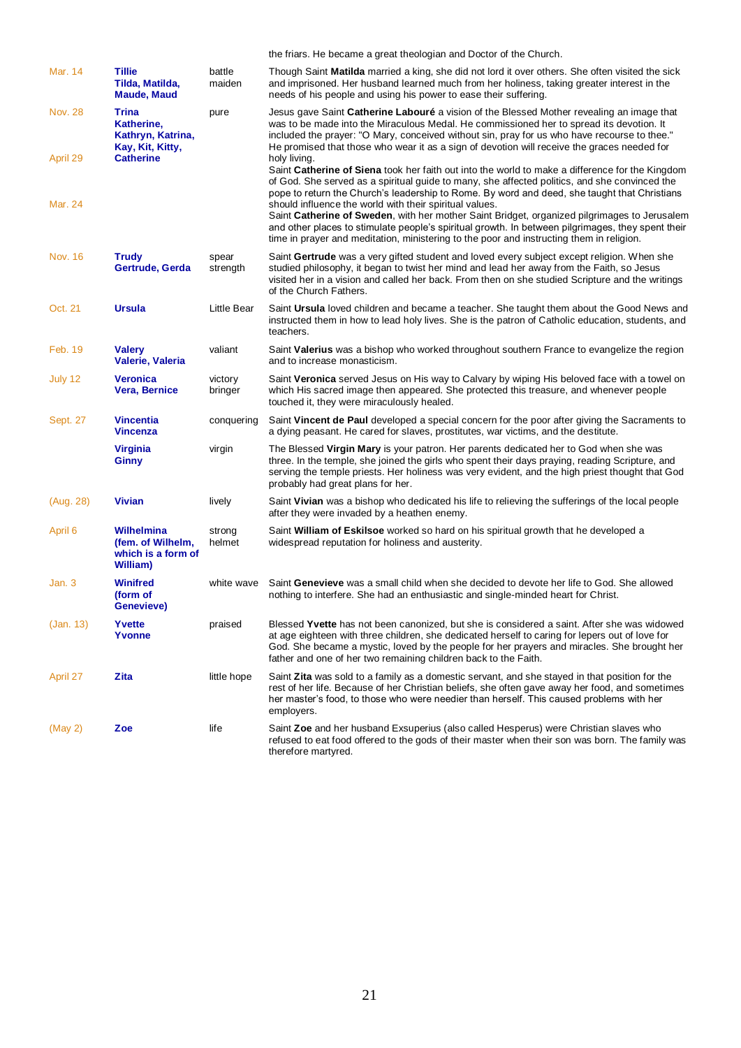| | | | |
|---|---|---|---|
| | | | the friars. He became a great theologian and Doctor of the Church. |
| Mar. 14 | **Tillie** **Tilda, Matilda, Maude, Maud** | battle maiden | Though Saint **Matilda** married a king, she did not lord it over others. She often visited the sick and imprisoned. Her husband learned much from her holiness, taking greater interest in the needs of his people and using his power to ease their suffering. |
| Nov. 28 | **Trina** **Katherine, Kathryn, Katrina, Kay, Kit, Kitty, Catherine** | pure | Jesus gave Saint **Catherine Labouré** a vision of the Blessed Mother revealing an image that was to be made into the Miraculous Medal. He commissioned her to spread its devotion. It included the prayer: "O Mary, conceived without sin, pray for us who have recourse to thee." He promised that those who wear it as a sign of devotion will receive the graces needed for holy living. |
| April 29 | | | Saint **Catherine of Siena** took her faith out into the world to make a difference for the Kingdom of God. She served as a spiritual guide to many, she affected politics, and she convinced the pope to return the Church's leadership to Rome. By word and deed, she taught that Christians should influence the world with their spiritual values. |
| Mar. 24 | | | Saint **Catherine of Sweden**, with her mother Saint Bridget, organized pilgrimages to Jerusalem and other places to stimulate people's spiritual growth. In between pilgrimages, they spent their time in prayer and meditation, ministering to the poor and instructing them in religion. |
| Nov. 16 | **Trudy** **Gertrude, Gerda** | spear strength | Saint **Gertrude** was a very gifted student and loved every subject except religion. When she studied philosophy, it began to twist her mind and lead her away from the Faith, so Jesus visited her in a vision and called her back. From then on she studied Scripture and the writings of the Church Fathers. |
| Oct. 21 | **Ursula** | Little Bear | Saint **Ursula** loved children and became a teacher. She taught them about the Good News and instructed them in how to lead holy lives. She is the patron of Catholic education, students, and teachers. |
| Feb. 19 | **Valery** **Valerie, Valeria** | valiant | Saint **Valerius** was a bishop who worked throughout southern France to evangelize the region and to increase monasticism. |
| July 12 | **Veronica** **Vera, Bernice** | victory bringer | Saint **Veronica** served Jesus on His way to Calvary by wiping His beloved face with a towel on which His sacred image then appeared. She protected this treasure, and whenever people touched it, they were miraculously healed. |
| Sept. 27 | **Vincentia** **Vincenza** | conquering | Saint **Vincent de Paul** developed a special concern for the poor after giving the Sacraments to a dying peasant. He cared for slaves, prostitutes, war victims, and the destitute. |
| | **Virginia** **Ginny** | virgin | The Blessed **Virgin Mary** is your patron. Her parents dedicated her to God when she was three. In the temple, she joined the girls who spent their days praying, reading Scripture, and serving the temple priests. Her holiness was very evident, and the high priest thought that God probably had great plans for her. |
| (Aug. 28) | **Vivian** | lively | Saint **Vivian** was a bishop who dedicated his life to relieving the sufferings of the local people after they were invaded by a heathen enemy. |
| April 6 | **Wilhelmina** **(fem. of Wilhelm, which is a form of William)** | strong helmet | Saint **William of Eskilsoe** worked so hard on his spiritual growth that he developed a widespread reputation for holiness and austerity. |
| Jan. 3 | **Winifred** **(form of Genevieve)** | white wave | Saint **Genevieve** was a small child when she decided to devote her life to God. She allowed nothing to interfere. She had an enthusiastic and single-minded heart for Christ. |
| (Jan. 13) | **Yvette** **Yvonne** | praised | Blessed **Yvette** has not been canonized, but she is considered a saint. After she was widowed at age eighteen with three children, she dedicated herself to caring for lepers out of love for God. She became a mystic, loved by the people for her prayers and miracles. She brought her father and one of her two remaining children back to the Faith. |
| April 27 | **Zita** | little hope | Saint **Zita** was sold to a family as a domestic servant, and she stayed in that position for the rest of her life. Because of her Christian beliefs, she often gave away her food, and sometimes her master's food, to those who were needier than herself. This caused problems with her employers. |
| (May 2) | **Zoe** | life | Saint **Zoe** and her husband Exsuperius (also called Hesperus) were Christian slaves who refused to eat food offered to the gods of their master when their son was born. The family was therefore martyred. |